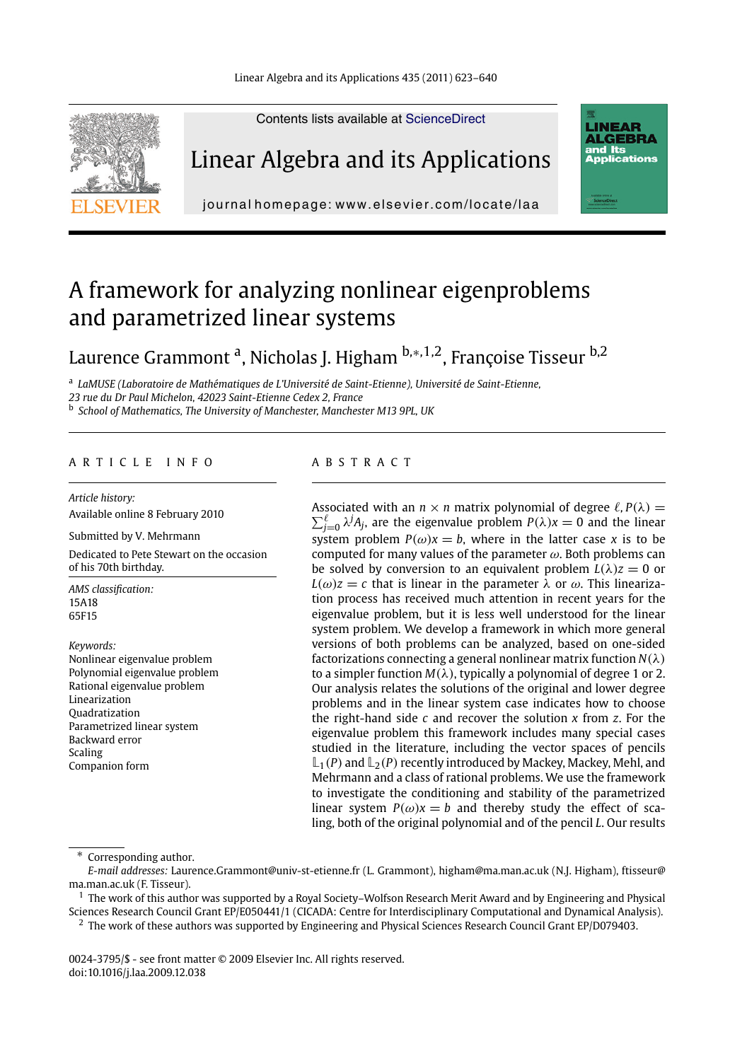# A framework for analyzing nonlinear eigenproblems and parametrized linear systems

Laurence Grammont [a], Nicholas J. Higham [b,*,1,2], Françoise Tisseur [b,2]

[a] *LaMUSE (Laboratoire de Mathématiques de L'Université de Saint-Etienne), Université de Saint-Etienne, 23 rue du Dr Paul Michelon, 42023 Saint-Etienne Cedex 2, France*

[b] *School of Mathematics, The University of Manchester, Manchester M13 9PL, UK*

## ARTICLE INFO

*Article history:*
Available online 8 February 2010

Submitted by V. Mehrmann

Dedicated to Pete Stewart on the occasion of his 70th birthday.

*AMS classification:*
15A18
65F15

*Keywords:*
Nonlinear eigenvalue problem
Polynomial eigenvalue problem
Rational eigenvalue problem
Linearization
Quadratization
Parametrized linear system
Backward error
Scaling
Companion form

## ABSTRACT

Associated with an $n \times n$ matrix polynomial of degree $\ell$, $P(\lambda) = \sum_{j=0}^{\ell} \lambda^j A_j$, are the eigenvalue problem $P(\lambda)x = 0$ and the linear system problem $P(\omega)x = b$, where in the latter case $x$ is to be computed for many values of the parameter $\omega$. Both problems can be solved by conversion to an equivalent problem $L(\lambda)z = 0$ or $L(\omega)z = c$ that is linear in the parameter $\lambda$ or $\omega$. This linearization process has received much attention in recent years for the eigenvalue problem, but it is less well understood for the linear system problem. We develop a framework in which more general versions of both problems can be analyzed, based on one-sided factorizations connecting a general nonlinear matrix function $N(\lambda)$ to a simpler function $M(\lambda)$, typically a polynomial of degree 1 or 2. Our analysis relates the solutions of the original and lower degree problems and in the linear system case indicates how to choose the right-hand side $c$ and recover the solution $x$ from $z$. For the eigenvalue problem this framework includes many special cases studied in the literature, including the vector spaces of pencils $\mathbb{L}_1(P)$ and $\mathbb{L}_2(P)$ recently introduced by Mackey, Mackey, Mehl, and Mehrmann and a class of rational problems. We use the framework to investigate the conditioning and stability of the parametrized linear system $P(\omega)x = b$ and thereby study the effect of scaling, both of the original polynomial and of the pencil $L$. Our results

---

\* Corresponding author.

*E-mail addresses:* Laurence.Grammont@univ-st-etienne.fr (L. Grammont), higham@ma.man.ac.uk (N.J. Higham), ftisseur@ma.man.ac.uk (F. Tisseur).

[1] The work of this author was supported by a Royal Society–Wolfson Research Merit Award and by Engineering and Physical Sciences Research Council Grant EP/E050441/1 (CICADA: Centre for Interdisciplinary Computational and Dynamical Analysis).

[2] The work of these authors was supported by Engineering and Physical Sciences Research Council Grant EP/D079403.

0024-3795/$ - see front matter © 2009 Elsevier Inc. All rights reserved.
doi:10.1016/j.laa.2009.12.038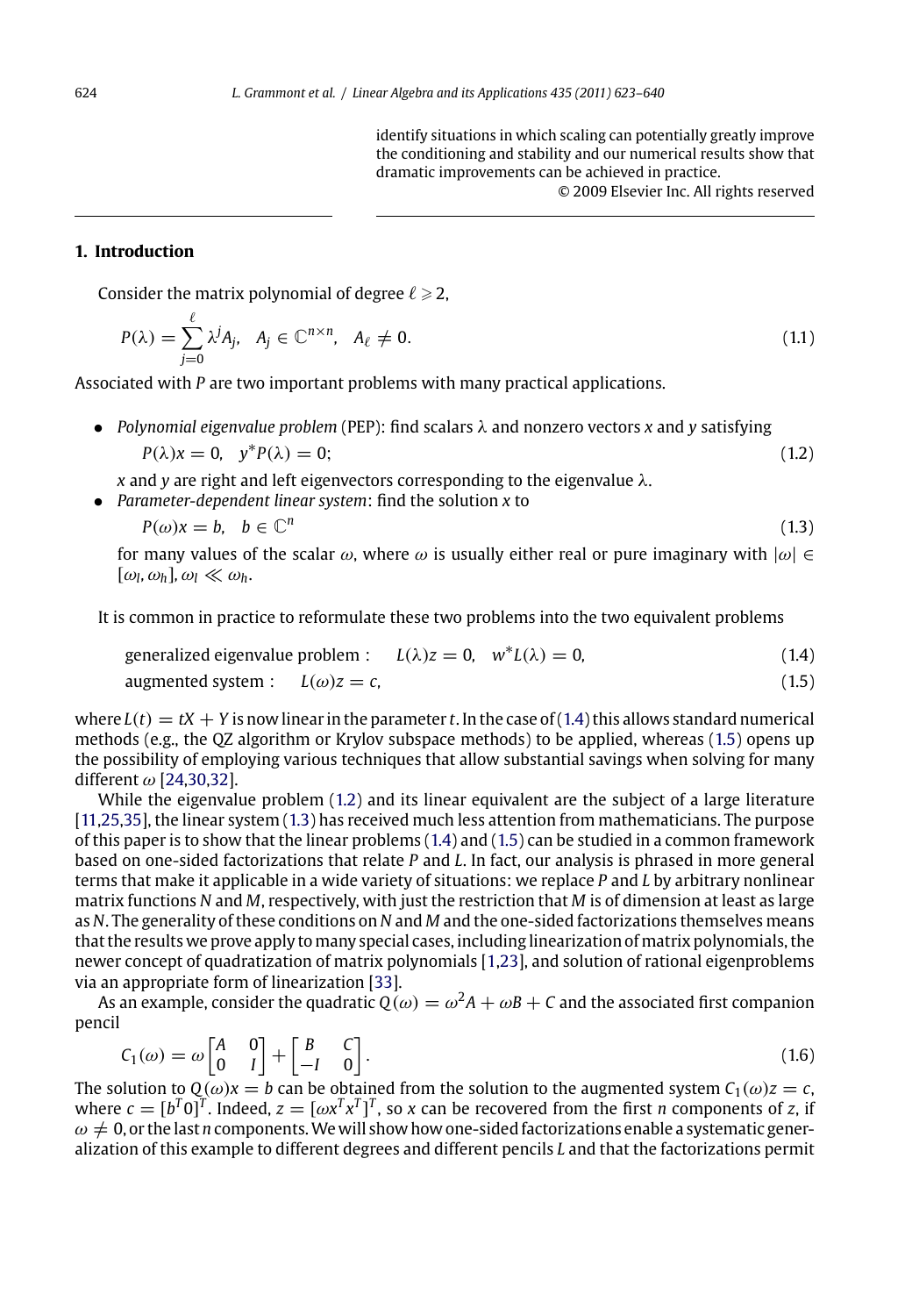identify situations in which scaling can potentially greatly improve the conditioning and stability and our numerical results show that dramatic improvements can be achieved in practice.

© 2009 Elsevier Inc. All rights reserved

## 1. Introduction

Consider the matrix polynomial of degree $\ell \geqslant 2$,

$$P(\lambda) = \sum_{j=0}^{\ell} \lambda^j A_j, \quad A_j \in \mathbb{C}^{n\times n}, \quad A_\ell \neq 0. \tag{1.1}$$

Associated with $P$ are two important problems with many practical applications.

- *Polynomial eigenvalue problem* (PEP): find scalars $\lambda$ and nonzero vectors $x$ and $y$ satisfying
  $$P(\lambda)x = 0, \quad y^* P(\lambda) = 0; \tag{1.2}$$
  $x$ and $y$ are right and left eigenvectors corresponding to the eigenvalue $\lambda$.
- *Parameter-dependent linear system*: find the solution $x$ to
  $$P(\omega)x = b, \quad b \in \mathbb{C}^n \tag{1.3}$$
  for many values of the scalar $\omega$, where $\omega$ is usually either real or pure imaginary with $|\omega| \in [\omega_l, \omega_h]$, $\omega_l \ll \omega_h$.

It is common in practice to reformulate these two problems into the two equivalent problems

$$\text{generalized eigenvalue problem}: \quad L(\lambda)z = 0, \quad w^* L(\lambda) = 0, \tag{1.4}$$

$$\text{augmented system}: \quad L(\omega)z = c, \tag{1.5}$$

where $L(t) = tX + Y$ is now linear in the parameter $t$. In the case of (1.4) this allows standard numerical methods (e.g., the QZ algorithm or Krylov subspace methods) to be applied, whereas (1.5) opens up the possibility of employing various techniques that allow substantial savings when solving for many different $\omega$ [24,30,32].

While the eigenvalue problem (1.2) and its linear equivalent are the subject of a large literature [11,25,35], the linear system (1.3) has received much less attention from mathematicians. The purpose of this paper is to show that the linear problems (1.4) and (1.5) can be studied in a common framework based on one-sided factorizations that relate $P$ and $L$. In fact, our analysis is phrased in more general terms that make it applicable in a wide variety of situations: we replace $P$ and $L$ by arbitrary nonlinear matrix functions $N$ and $M$, respectively, with just the restriction that $M$ is of dimension at least as large as $N$. The generality of these conditions on $N$ and $M$ and the one-sided factorizations themselves means that the results we prove apply to many special cases, including linearization of matrix polynomials, the newer concept of quadratization of matrix polynomials [1,23], and solution of rational eigenproblems via an appropriate form of linearization [33].

As an example, consider the quadratic $Q(\omega) = \omega^2 A + \omega B + C$ and the associated first companion pencil

$$C_1(\omega) = \omega \begin{bmatrix} A & 0 \\ 0 & I \end{bmatrix} + \begin{bmatrix} B & C \\ -I & 0 \end{bmatrix}. \tag{1.6}$$

The solution to $Q(\omega)x = b$ can be obtained from the solution to the augmented system $C_1(\omega)z = c$, where $c = [b^T 0]^T$. Indeed, $z = [\omega x^T x^T]^T$, so $x$ can be recovered from the first $n$ components of $z$, if $\omega \neq 0$, or the last $n$ components. We will show how one-sided factorizations enable a systematic generalization of this example to different degrees and different pencils $L$ and that the factorizations permit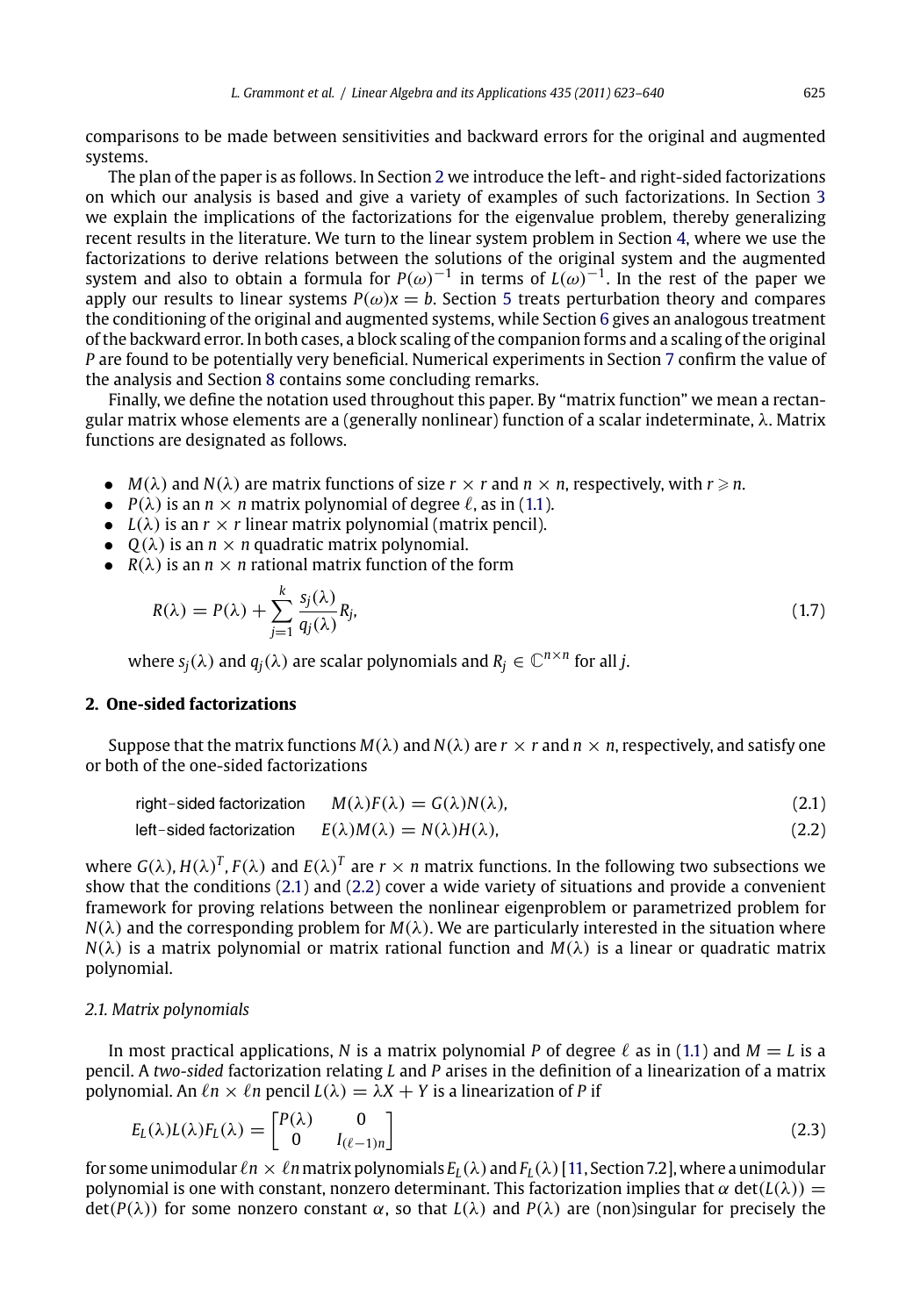comparisons to be made between sensitivities and backward errors for the original and augmented systems.

The plan of the paper is as follows. In Section 2 we introduce the left- and right-sided factorizations on which our analysis is based and give a variety of examples of such factorizations. In Section 3 we explain the implications of the factorizations for the eigenvalue problem, thereby generalizing recent results in the literature. We turn to the linear system problem in Section 4, where we use the factorizations to derive relations between the solutions of the original system and the augmented system and also to obtain a formula for $P(\omega)^{-1}$ in terms of $L(\omega)^{-1}$. In the rest of the paper we apply our results to linear systems $P(\omega)x = b$. Section 5 treats perturbation theory and compares the conditioning of the original and augmented systems, while Section 6 gives an analogous treatment of the backward error. In both cases, a block scaling of the companion forms and a scaling of the original $P$ are found to be potentially very beneficial. Numerical experiments in Section 7 confirm the value of the analysis and Section 8 contains some concluding remarks.

Finally, we define the notation used throughout this paper. By "matrix function" we mean a rectangular matrix whose elements are a (generally nonlinear) function of a scalar indeterminate, $\lambda$. Matrix functions are designated as follows.

- $M(\lambda)$ and $N(\lambda)$ are matrix functions of size $r \times r$ and $n \times n$, respectively, with $r \geqslant n$.
- $P(\lambda)$ is an $n \times n$ matrix polynomial of degree $\ell$, as in (1.1).
- $L(\lambda)$ is an $r \times r$ linear matrix polynomial (matrix pencil).
- $Q(\lambda)$ is an $n \times n$ quadratic matrix polynomial.
- $R(\lambda)$ is an $n \times n$ rational matrix function of the form

$$R(\lambda) = P(\lambda) + \sum_{j=1}^{k} \frac{s_j(\lambda)}{q_j(\lambda)} R_j, \tag{1.7}$$

where $s_j(\lambda)$ and $q_j(\lambda)$ are scalar polynomials and $R_j \in \mathbb{C}^{n \times n}$ for all $j$.

## 2. One-sided factorizations

Suppose that the matrix functions $M(\lambda)$ and $N(\lambda)$ are $r \times r$ and $n \times n$, respectively, and satisfy one or both of the one-sided factorizations

$$\text{right-sided factorization} \qquad M(\lambda)F(\lambda) = G(\lambda)N(\lambda), \tag{2.1}$$

$$\text{left-sided factorization} \qquad E(\lambda)M(\lambda) = N(\lambda)H(\lambda), \tag{2.2}$$

where $G(\lambda), H(\lambda)^T, F(\lambda)$ and $E(\lambda)^T$ are $r \times n$ matrix functions. In the following two subsections we show that the conditions (2.1) and (2.2) cover a wide variety of situations and provide a convenient framework for proving relations between the nonlinear eigenproblem or parametrized problem for $N(\lambda)$ and the corresponding problem for $M(\lambda)$. We are particularly interested in the situation where $N(\lambda)$ is a matrix polynomial or matrix rational function and $M(\lambda)$ is a linear or quadratic matrix polynomial.

### 2.1. Matrix polynomials

In most practical applications, $N$ is a matrix polynomial $P$ of degree $\ell$ as in (1.1) and $M = L$ is a pencil. A *two-sided* factorization relating $L$ and $P$ arises in the definition of a linearization of a matrix polynomial. An $\ell n \times \ell n$ pencil $L(\lambda) = \lambda X + Y$ is a linearization of $P$ if

$$E_L(\lambda)L(\lambda)F_L(\lambda) = \begin{bmatrix} P(\lambda) & 0 \\ 0 & I_{(\ell-1)n} \end{bmatrix} \tag{2.3}$$

for some unimodular $\ell n \times \ell n$ matrix polynomials $E_L(\lambda)$ and $F_L(\lambda)$ [11, Section 7.2], where a unimodular polynomial is one with constant, nonzero determinant. This factorization implies that $\alpha \det(L(\lambda)) = \det(P(\lambda))$ for some nonzero constant $\alpha$, so that $L(\lambda)$ and $P(\lambda)$ are (non)singular for precisely the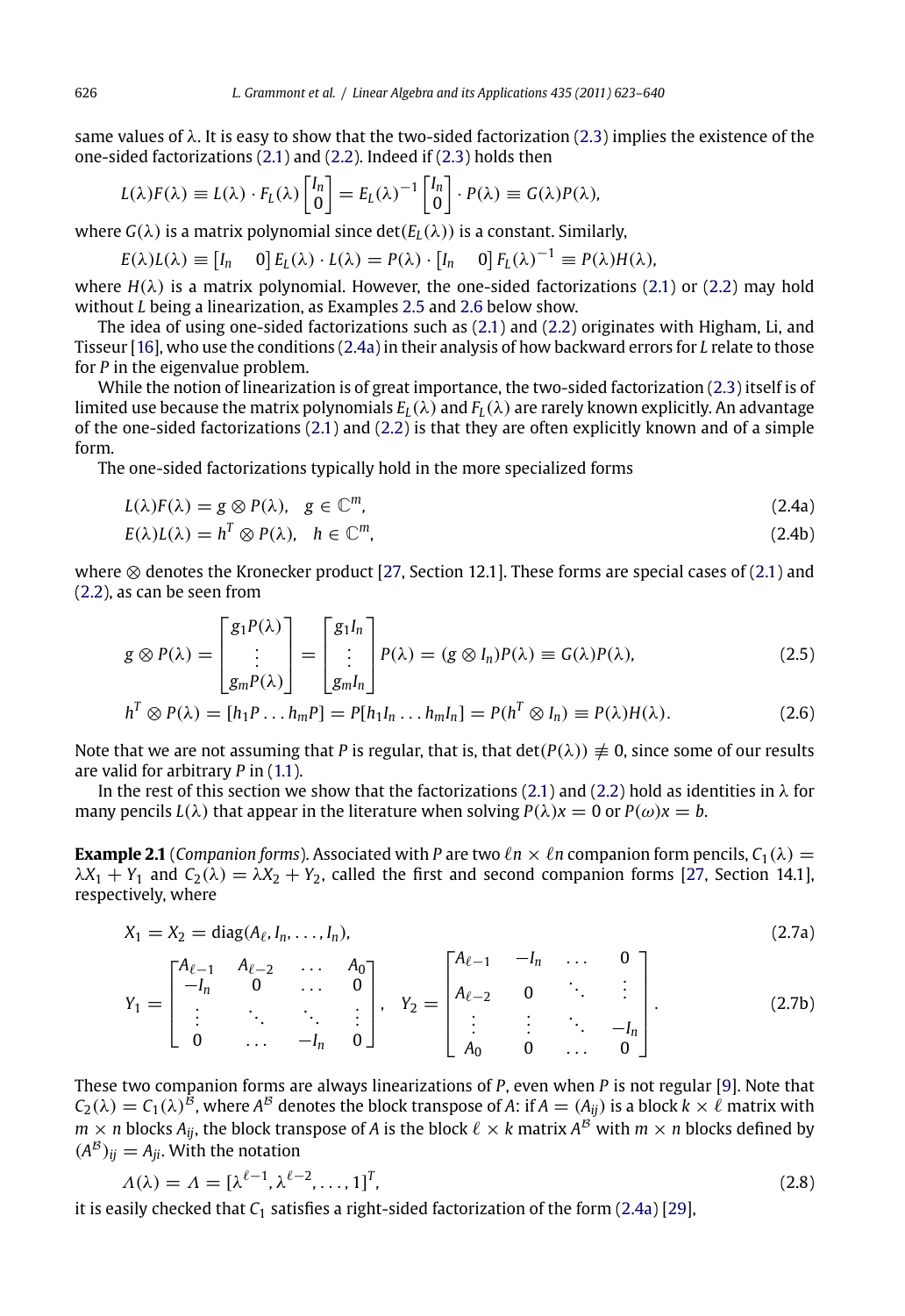same values of $\lambda$. It is easy to show that the two-sided factorization (2.3) implies the existence of the one-sided factorizations (2.1) and (2.2). Indeed if (2.3) holds then

$$L(\lambda)F(\lambda) \equiv L(\lambda) \cdot F_L(\lambda) \begin{bmatrix} I_n \\ 0 \end{bmatrix} = E_L(\lambda)^{-1} \begin{bmatrix} I_n \\ 0 \end{bmatrix} \cdot P(\lambda) \equiv G(\lambda)P(\lambda),$$

where $G(\lambda)$ is a matrix polynomial since $\det(E_L(\lambda))$ is a constant. Similarly,

$$E(\lambda)L(\lambda) \equiv \begin{bmatrix} I_n & 0 \end{bmatrix} E_L(\lambda) \cdot L(\lambda) = P(\lambda) \cdot \begin{bmatrix} I_n & 0 \end{bmatrix} F_L(\lambda)^{-1} \equiv P(\lambda)H(\lambda),$$

where $H(\lambda)$ is a matrix polynomial. However, the one-sided factorizations (2.1) or (2.2) may hold without $L$ being a linearization, as Examples 2.5 and 2.6 below show.

The idea of using one-sided factorizations such as (2.1) and (2.2) originates with Higham, Li, and Tisseur [16], who use the conditions (2.4a) in their analysis of how backward errors for $L$ relate to those for $P$ in the eigenvalue problem.

While the notion of linearization is of great importance, the two-sided factorization (2.3) itself is of limited use because the matrix polynomials $E_L(\lambda)$ and $F_L(\lambda)$ are rarely known explicitly. An advantage of the one-sided factorizations (2.1) and (2.2) is that they are often explicitly known and of a simple form.

The one-sided factorizations typically hold in the more specialized forms

$$L(\lambda)F(\lambda) = g \otimes P(\lambda), \quad g \in \mathbb{C}^m, \tag{2.4a}$$

$$E(\lambda)L(\lambda) = h^T \otimes P(\lambda), \quad h \in \mathbb{C}^m, \tag{2.4b}$$

where $\otimes$ denotes the Kronecker product [27, Section 12.1]. These forms are special cases of (2.1) and (2.2), as can be seen from

$$g \otimes P(\lambda) = \begin{bmatrix} g_1 P(\lambda) \\ \vdots \\ g_m P(\lambda) \end{bmatrix} = \begin{bmatrix} g_1 I_n \\ \vdots \\ g_m I_n \end{bmatrix} P(\lambda) = (g \otimes I_n)P(\lambda) \equiv G(\lambda)P(\lambda), \tag{2.5}$$

$$h^T \otimes P(\lambda) = [h_1 P \dots h_m P] = P[h_1 I_n \dots h_m I_n] = P(h^T \otimes I_n) \equiv P(\lambda)H(\lambda). \tag{2.6}$$

Note that we are not assuming that $P$ is regular, that is, that $\det(P(\lambda)) \not\equiv 0$, since some of our results are valid for arbitrary $P$ in (1.1).

In the rest of this section we show that the factorizations (2.1) and (2.2) hold as identities in $\lambda$ for many pencils $L(\lambda)$ that appear in the literature when solving $P(\lambda)x = 0$ or $P(\omega)x = b$.

**Example 2.1** (*Companion forms*). Associated with $P$ are two $\ell n \times \ell n$ companion form pencils, $C_1(\lambda) = \lambda X_1 + Y_1$ and $C_2(\lambda) = \lambda X_2 + Y_2$, called the first and second companion forms [27, Section 14.1], respectively, where

$$X_1 = X_2 = \operatorname{diag}(A_\ell, I_n, \dots, I_n), \tag{2.7a}$$

$$Y_1 = \begin{bmatrix} A_{\ell-1} & A_{\ell-2} & \dots & A_0 \\ -I_n & 0 & \dots & 0 \\ \vdots & \ddots & \ddots & \vdots \\ 0 & \dots & -I_n & 0 \end{bmatrix}, \quad Y_2 = \begin{bmatrix} A_{\ell-1} & -I_n & \dots & 0 \\ A_{\ell-2} & 0 & \ddots & \vdots \\ \vdots & \vdots & \ddots & -I_n \\ A_0 & 0 & \dots & 0 \end{bmatrix}. \tag{2.7b}$$

These two companion forms are always linearizations of $P$, even when $P$ is not regular [9]. Note that $C_2(\lambda) = C_1(\lambda)^{\mathcal{B}}$, where $A^{\mathcal{B}}$ denotes the block transpose of $A$: if $A = (A_{ij})$ is a block $k \times \ell$ matrix with $m \times n$ blocks $A_{ij}$, the block transpose of $A$ is the block $\ell \times k$ matrix $A^{\mathcal{B}}$ with $m \times n$ blocks defined by $(A^{\mathcal{B}})_{ij} = A_{ji}$. With the notation

$$\Lambda(\lambda) = \Lambda = [\lambda^{\ell-1}, \lambda^{\ell-2}, \dots, 1]^T, \tag{2.8}$$

it is easily checked that $C_1$ satisfies a right-sided factorization of the form (2.4a) [29],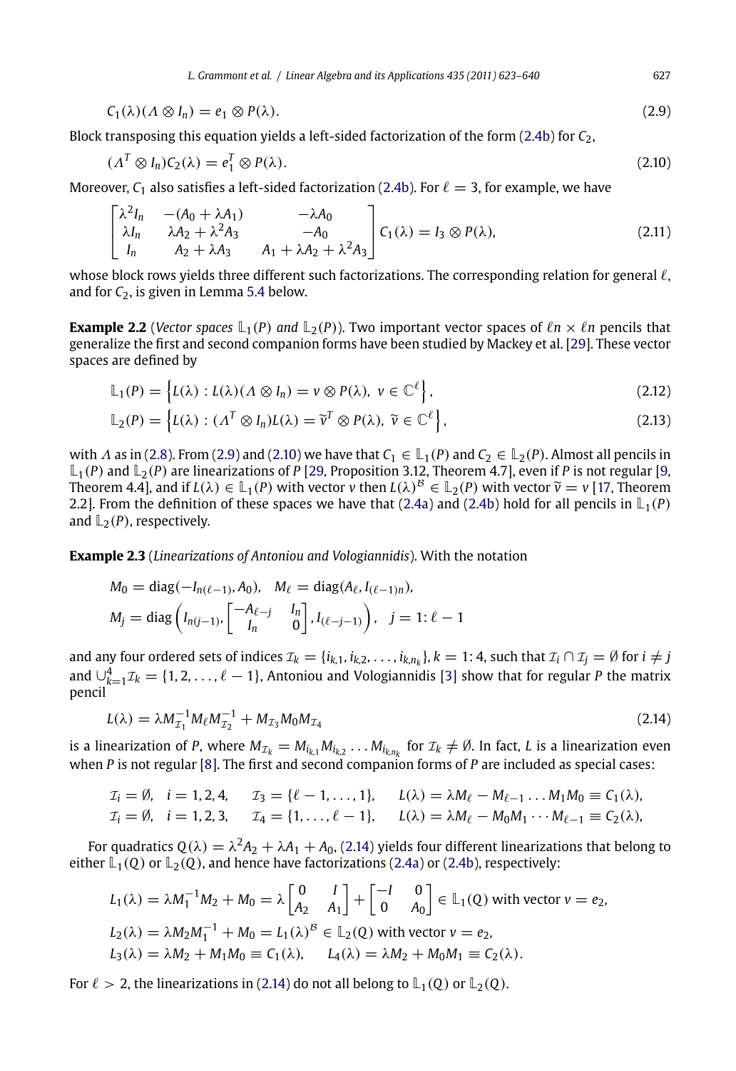$$C_1(\lambda)(\Lambda \otimes I_n) = e_1 \otimes P(\lambda). \tag{2.9}$$

Block transposing this equation yields a left-sided factorization of the form (2.4b) for $C_2$,

$$(\Lambda^T \otimes I_n)C_2(\lambda) = e_1^T \otimes P(\lambda). \tag{2.10}$$

Moreover, $C_1$ also satisfies a left-sided factorization (2.4b). For $\ell = 3$, for example, we have

$$\begin{bmatrix} \lambda^2 I_n & -(A_0 + \lambda A_1) & -\lambda A_0 \\ \lambda I_n & \lambda A_2 + \lambda^2 A_3 & -A_0 \\ I_n & A_2 + \lambda A_3 & A_1 + \lambda A_2 + \lambda^2 A_3 \end{bmatrix} C_1(\lambda) = I_3 \otimes P(\lambda), \tag{2.11}$$

whose block rows yields three different such factorizations. The corresponding relation for general $\ell$, and for $C_2$, is given in Lemma 5.4 below.

**Example 2.2** (*Vector spaces* $\mathbb{L}_1(P)$ *and* $\mathbb{L}_2(P)$). Two important vector spaces of $\ell n \times \ell n$ pencils that generalize the first and second companion forms have been studied by Mackey et al. [29]. These vector spaces are defined by

$$\mathbb{L}_1(P) = \left\{ L(\lambda) : L(\lambda)(\Lambda \otimes I_n) = v \otimes P(\lambda),\ v \in \mathbb{C}^\ell \right\}, \tag{2.12}$$

$$\mathbb{L}_2(P) = \left\{ L(\lambda) : (\Lambda^T \otimes I_n)L(\lambda) = \widetilde{v}^T \otimes P(\lambda),\ \widetilde{v} \in \mathbb{C}^\ell \right\}, \tag{2.13}$$

with $\Lambda$ as in (2.8). From (2.9) and (2.10) we have that $C_1 \in \mathbb{L}_1(P)$ and $C_2 \in \mathbb{L}_2(P)$. Almost all pencils in $\mathbb{L}_1(P)$ and $\mathbb{L}_2(P)$ are linearizations of $P$ [29, Proposition 3.12, Theorem 4.7], even if $P$ is not regular [9, Theorem 4.4], and if $L(\lambda) \in \mathbb{L}_1(P)$ with vector $v$ then $L(\lambda)^{\mathcal{B}} \in \mathbb{L}_2(P)$ with vector $\widetilde{v} = v$ [17, Theorem 2.2]. From the definition of these spaces we have that (2.4a) and (2.4b) hold for all pencils in $\mathbb{L}_1(P)$ and $\mathbb{L}_2(P)$, respectively.

**Example 2.3** (*Linearizations of Antoniou and Vologiannidis*). With the notation

$$M_0 = \operatorname{diag}(-I_{n(\ell-1)}, A_0), \quad M_\ell = \operatorname{diag}(A_\ell, I_{(\ell-1)n}),$$

$$M_j = \operatorname{diag}\left( I_{n(j-1)}, \begin{bmatrix} -A_{\ell-j} & I_n \\ I_n & 0 \end{bmatrix}, I_{(\ell-j-1)} \right), \quad j = 1{:}\, \ell - 1$$

and any four ordered sets of indices $\mathcal{I}_k = \{i_{k,1}, i_{k,2}, \ldots, i_{k,n_k}\}$, $k = 1{:}\,4$, such that $\mathcal{I}_i \cap \mathcal{I}_j = \emptyset$ for $i \neq j$ and $\cup_{k=1}^4 \mathcal{I}_k = \{1, 2, \ldots, \ell - 1\}$, Antoniou and Vologiannidis [3] show that for regular $P$ the matrix pencil

$$L(\lambda) = \lambda M_{\mathcal{I}_1}^{-1} M_\ell M_{\mathcal{I}_2}^{-1} + M_{\mathcal{I}_3} M_0 M_{\mathcal{I}_4} \tag{2.14}$$

is a linearization of $P$, where $M_{\mathcal{I}_k} = M_{i_{k,1}} M_{i_{k,2}} \ldots M_{i_{k,n_k}}$ for $\mathcal{I}_k \neq \emptyset$. In fact, $L$ is a linearization even when $P$ is not regular [8]. The first and second companion forms of $P$ are included as special cases:

$$\mathcal{I}_i = \emptyset, \quad i = 1, 2, 4, \qquad \mathcal{I}_3 = \{\ell - 1, \ldots, 1\}, \qquad L(\lambda) = \lambda M_\ell - M_{\ell-1} \ldots M_1 M_0 \equiv C_1(\lambda),$$

$$\mathcal{I}_i = \emptyset, \quad i = 1, 2, 3, \qquad \mathcal{I}_4 = \{1, \ldots, \ell - 1\}, \qquad L(\lambda) = \lambda M_\ell - M_0 M_1 \cdots M_{\ell-1} \equiv C_2(\lambda),$$

For quadratics $Q(\lambda) = \lambda^2 A_2 + \lambda A_1 + A_0$, (2.14) yields four different linearizations that belong to either $\mathbb{L}_1(Q)$ or $\mathbb{L}_2(Q)$, and hence have factorizations (2.4a) or (2.4b), respectively:

$$L_1(\lambda) = \lambda M_1^{-1} M_2 + M_0 = \lambda \begin{bmatrix} 0 & I \\ A_2 & A_1 \end{bmatrix} + \begin{bmatrix} -I & 0 \\ 0 & A_0 \end{bmatrix} \in \mathbb{L}_1(Q) \text{ with vector } v = e_2,$$

$$L_2(\lambda) = \lambda M_2 M_1^{-1} + M_0 = L_1(\lambda)^{\mathcal{B}} \in \mathbb{L}_2(Q) \text{ with vector } v = e_2,$$

$$L_3(\lambda) = \lambda M_2 + M_1 M_0 \equiv C_1(\lambda), \qquad L_4(\lambda) = \lambda M_2 + M_0 M_1 \equiv C_2(\lambda).$$

For $\ell > 2$, the linearizations in (2.14) do not all belong to $\mathbb{L}_1(Q)$ or $\mathbb{L}_2(Q)$.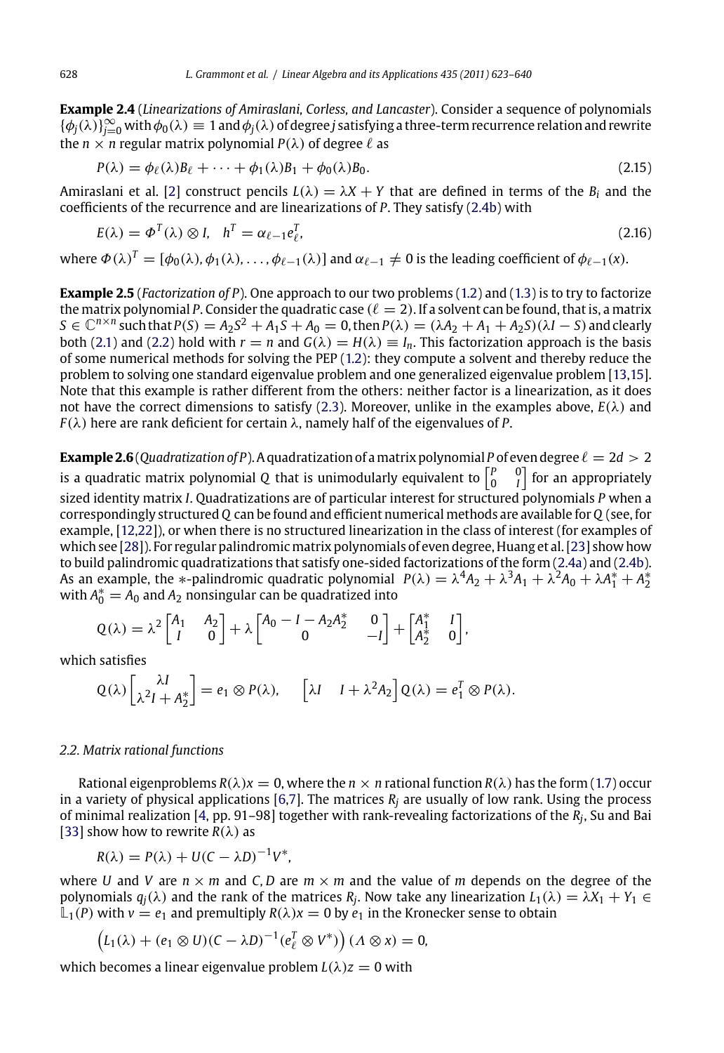**Example 2.4** (*Linearizations of Amiraslani, Corless, and Lancaster*). Consider a sequence of polynomials $\{\phi_j(\lambda)\}_{j=0}^{\infty}$ with $\phi_0(\lambda) \equiv 1$ and $\phi_j(\lambda)$ of degree $j$ satisfying a three-term recurrence relation and rewrite the $n \times n$ regular matrix polynomial $P(\lambda)$ of degree $\ell$ as

$$P(\lambda) = \phi_\ell(\lambda)B_\ell + \cdots + \phi_1(\lambda)B_1 + \phi_0(\lambda)B_0. \tag{2.15}$$

Amiraslani et al. [2] construct pencils $L(\lambda) = \lambda X + Y$ that are defined in terms of the $B_i$ and the coefficients of the recurrence and are linearizations of $P$. They satisfy (2.4b) with

$$E(\lambda) = \Phi^T(\lambda) \otimes I, \quad h^T = \alpha_{\ell-1}e_\ell^T, \tag{2.16}$$

where $\Phi(\lambda)^T = [\phi_0(\lambda), \phi_1(\lambda), \ldots, \phi_{\ell-1}(\lambda)]$ and $\alpha_{\ell-1} \neq 0$ is the leading coefficient of $\phi_{\ell-1}(x)$.

**Example 2.5** (*Factorization of P*). One approach to our two problems (1.2) and (1.3) is to try to factorize the matrix polynomial $P$. Consider the quadratic case ($\ell = 2$). If a solvent can be found, that is, a matrix $S \in \mathbb{C}^{n\times n}$ such that $P(S) = A_2S^2 + A_1S + A_0 = 0$, then $P(\lambda) = (\lambda A_2 + A_1 + A_2S)(\lambda I - S)$ and clearly both (2.1) and (2.2) hold with $r = n$ and $G(\lambda) = H(\lambda) \equiv I_n$. This factorization approach is the basis of some numerical methods for solving the PEP (1.2): they compute a solvent and thereby reduce the problem to solving one standard eigenvalue problem and one generalized eigenvalue problem [13,15]. Note that this example is rather different from the others: neither factor is a linearization, as it does not have the correct dimensions to satisfy (2.3). Moreover, unlike in the examples above, $E(\lambda)$ and $F(\lambda)$ here are rank deficient for certain $\lambda$, namely half of the eigenvalues of $P$.

**Example 2.6** (*Quadratization of P*). A quadratization of a matrix polynomial $P$ of even degree $\ell = 2d > 2$ is a quadratic matrix polynomial $Q$ that is unimodularly equivalent to $\begin{bmatrix} P & 0 \\ 0 & I \end{bmatrix}$ for an appropriately sized identity matrix $I$. Quadratizations are of particular interest for structured polynomials $P$ when a correspondingly structured $Q$ can be found and efficient numerical methods are available for $Q$ (see, for example, [12,22]), or when there is no structured linearization in the class of interest (for examples of which see [28]). For regular palindromic matrix polynomials of even degree, Huang et al. [23] show how to build palindromic quadratizations that satisfy one-sided factorizations of the form (2.4a) and (2.4b). As an example, the $*$-palindromic quadratic polynomial $P(\lambda) = \lambda^4 A_2 + \lambda^3 A_1 + \lambda^2 A_0 + \lambda A_1^* + A_2^*$ with $A_0^* = A_0$ and $A_2$ nonsingular can be quadratized into

$$Q(\lambda) = \lambda^2 \begin{bmatrix} A_1 & A_2 \\ I & 0 \end{bmatrix} + \lambda \begin{bmatrix} A_0 - I - A_2A_2^* & 0 \\ 0 & -I \end{bmatrix} + \begin{bmatrix} A_1^* & I \\ A_2^* & 0 \end{bmatrix},$$

which satisfies

$$Q(\lambda) \begin{bmatrix} \lambda I \\ \lambda^2 I + A_2^* \end{bmatrix} = e_1 \otimes P(\lambda), \qquad \begin{bmatrix} \lambda I & I + \lambda^2 A_2 \end{bmatrix} Q(\lambda) = e_1^T \otimes P(\lambda).$$

### *2.2. Matrix rational functions*

Rational eigenproblems $R(\lambda)x = 0$, where the $n \times n$ rational function $R(\lambda)$ has the form (1.7) occur in a variety of physical applications [6,7]. The matrices $R_j$ are usually of low rank. Using the process of minimal realization [4, pp. 91–98] together with rank-revealing factorizations of the $R_j$, Su and Bai [33] show how to rewrite $R(\lambda)$ as

$$R(\lambda) = P(\lambda) + U(C - \lambda D)^{-1}V^*,$$

where $U$ and $V$ are $n \times m$ and $C, D$ are $m \times m$ and the value of $m$ depends on the degree of the polynomials $q_j(\lambda)$ and the rank of the matrices $R_j$. Now take any linearization $L_1(\lambda) = \lambda X_1 + Y_1 \in \mathbb{L}_1(P)$ with $v = e_1$ and premultiply $R(\lambda)x = 0$ by $e_1$ in the Kronecker sense to obtain

$$\left(L_1(\lambda) + (e_1 \otimes U)(C - \lambda D)^{-1}(e_\ell^T \otimes V^*)\right)(\Lambda \otimes x) = 0,$$

which becomes a linear eigenvalue problem $L(\lambda)z = 0$ with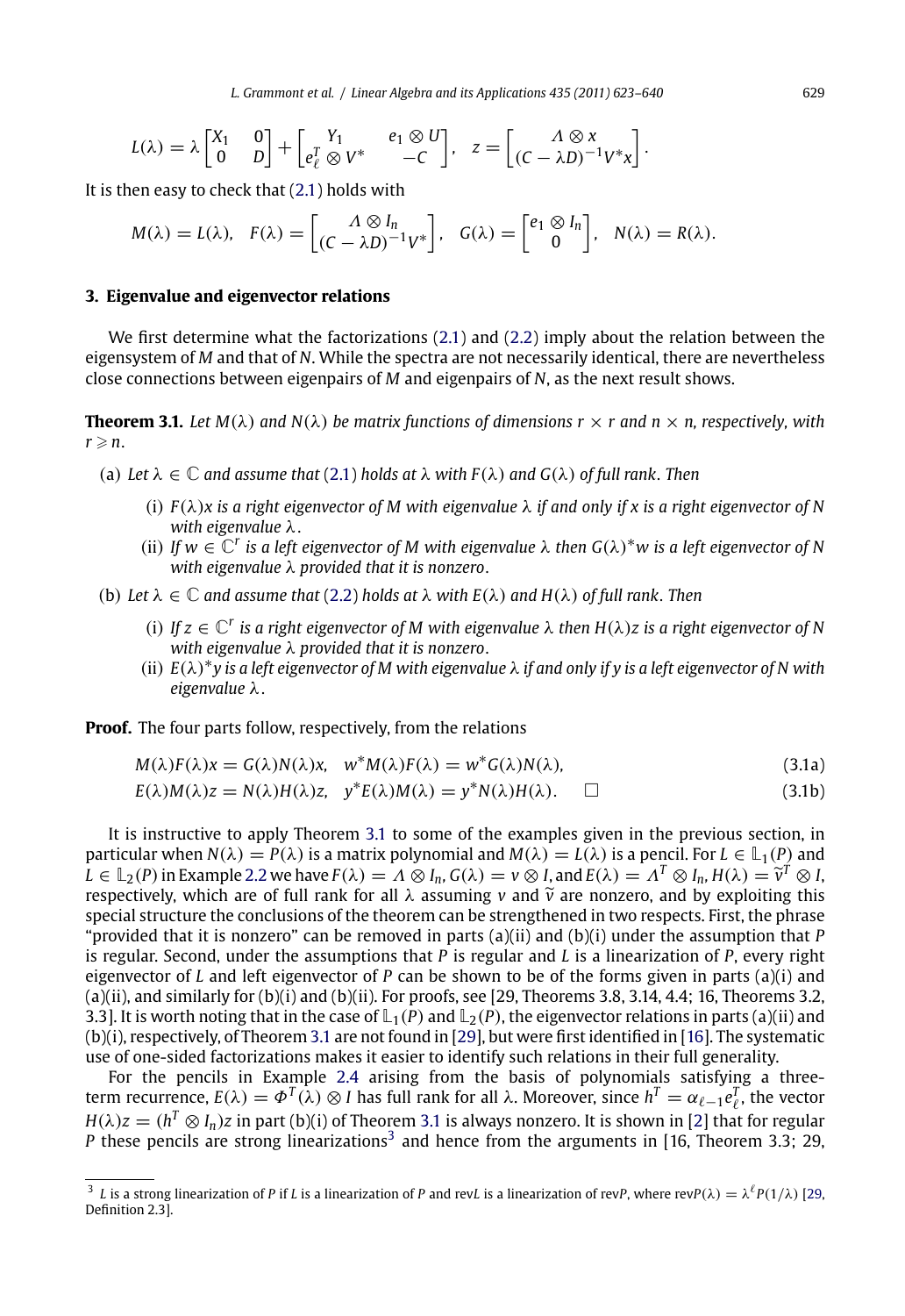$$L(\lambda) = \lambda \begin{bmatrix} X_1 & 0 \\ 0 & D \end{bmatrix} + \begin{bmatrix} Y_1 & e_1 \otimes U \\ e_\ell^T \otimes V^* & -C \end{bmatrix}, \quad z = \begin{bmatrix} \Lambda \otimes x \\ (C - \lambda D)^{-1} V^* x \end{bmatrix}.$$

It is then easy to check that (2.1) holds with

$$M(\lambda) = L(\lambda), \quad F(\lambda) = \begin{bmatrix} \Lambda \otimes I_n \\ (C - \lambda D)^{-1} V^* \end{bmatrix}, \quad G(\lambda) = \begin{bmatrix} e_1 \otimes I_n \\ 0 \end{bmatrix}, \quad N(\lambda) = R(\lambda).$$

## 3. Eigenvalue and eigenvector relations

We first determine what the factorizations (2.1) and (2.2) imply about the relation between the eigensystem of $M$ and that of $N$. While the spectra are not necessarily identical, there are nevertheless close connections between eigenpairs of $M$ and eigenpairs of $N$, as the next result shows.

**Theorem 3.1.** *Let $M(\lambda)$ and $N(\lambda)$ be matrix functions of dimensions $r \times r$ and $n \times n$, respectively, with $r \geqslant n$.*

(a) *Let $\lambda \in \mathbb{C}$ and assume that (2.1) holds at $\lambda$ with $F(\lambda)$ and $G(\lambda)$ of full rank. Then*

  (i) *$F(\lambda)x$ is a right eigenvector of $M$ with eigenvalue $\lambda$ if and only if $x$ is a right eigenvector of $N$ with eigenvalue $\lambda$.*

  (ii) *If $w \in \mathbb{C}^r$ is a left eigenvector of $M$ with eigenvalue $\lambda$ then $G(\lambda)^* w$ is a left eigenvector of $N$ with eigenvalue $\lambda$ provided that it is nonzero.*

(b) *Let $\lambda \in \mathbb{C}$ and assume that (2.2) holds at $\lambda$ with $E(\lambda)$ and $H(\lambda)$ of full rank. Then*

  (i) *If $z \in \mathbb{C}^r$ is a right eigenvector of $M$ with eigenvalue $\lambda$ then $H(\lambda)z$ is a right eigenvector of $N$ with eigenvalue $\lambda$ provided that it is nonzero.*

  (ii) *$E(\lambda)^* y$ is a left eigenvector of $M$ with eigenvalue $\lambda$ if and only if $y$ is a left eigenvector of $N$ with eigenvalue $\lambda$.*

**Proof.** The four parts follow, respectively, from the relations

$$M(\lambda)F(\lambda)x = G(\lambda)N(\lambda)x, \quad w^* M(\lambda)F(\lambda) = w^* G(\lambda)N(\lambda), \tag{3.1a}$$

$$E(\lambda)M(\lambda)z = N(\lambda)H(\lambda)z, \quad y^* E(\lambda)M(\lambda) = y^* N(\lambda)H(\lambda). \quad \square \tag{3.1b}$$

It is instructive to apply Theorem 3.1 to some of the examples given in the previous section, in particular when $N(\lambda) = P(\lambda)$ is a matrix polynomial and $M(\lambda) = L(\lambda)$ is a pencil. For $L \in \mathbb{L}_1(P)$ and $L \in \mathbb{L}_2(P)$ in Example 2.2 we have $F(\lambda) = \Lambda \otimes I_n$, $G(\lambda) = v \otimes I$, and $E(\lambda) = \Lambda^T \otimes I_n$, $H(\lambda) = \widetilde{v}^T \otimes I$, respectively, which are of full rank for all $\lambda$ assuming $v$ and $\widetilde{v}$ are nonzero, and by exploiting this special structure the conclusions of the theorem can be strengthened in two respects. First, the phrase "provided that it is nonzero" can be removed in parts (a)(ii) and (b)(i) under the assumption that $P$ is regular. Second, under the assumptions that $P$ is regular and $L$ is a linearization of $P$, every right eigenvector of $L$ and left eigenvector of $P$ can be shown to be of the forms given in parts (a)(i) and (a)(ii), and similarly for (b)(i) and (b)(ii). For proofs, see [29, Theorems 3.8, 3.14, 4.4; 16, Theorems 3.2, 3.3]. It is worth noting that in the case of $\mathbb{L}_1(P)$ and $\mathbb{L}_2(P)$, the eigenvector relations in parts (a)(ii) and (b)(i), respectively, of Theorem 3.1 are not found in [29], but were first identified in [16]. The systematic use of one-sided factorizations makes it easier to identify such relations in their full generality.

For the pencils in Example 2.4 arising from the basis of polynomials satisfying a three-term recurrence, $E(\lambda) = \Phi^T(\lambda) \otimes I$ has full rank for all $\lambda$. Moreover, since $h^T = \alpha_{\ell-1} e_\ell^T$, the vector $H(\lambda)z = (h^T \otimes I_n)z$ in part (b)(i) of Theorem 3.1 is always nonzero. It is shown in [2] that for regular $P$ these pencils are strong linearizations[3] and hence from the arguments in [16, Theorem 3.3; 29,

[3] $L$ is a strong linearization of $P$ if $L$ is a linearization of $P$ and rev$L$ is a linearization of rev$P$, where rev$P(\lambda) = \lambda^\ell P(1/\lambda)$ [29, Definition 2.3].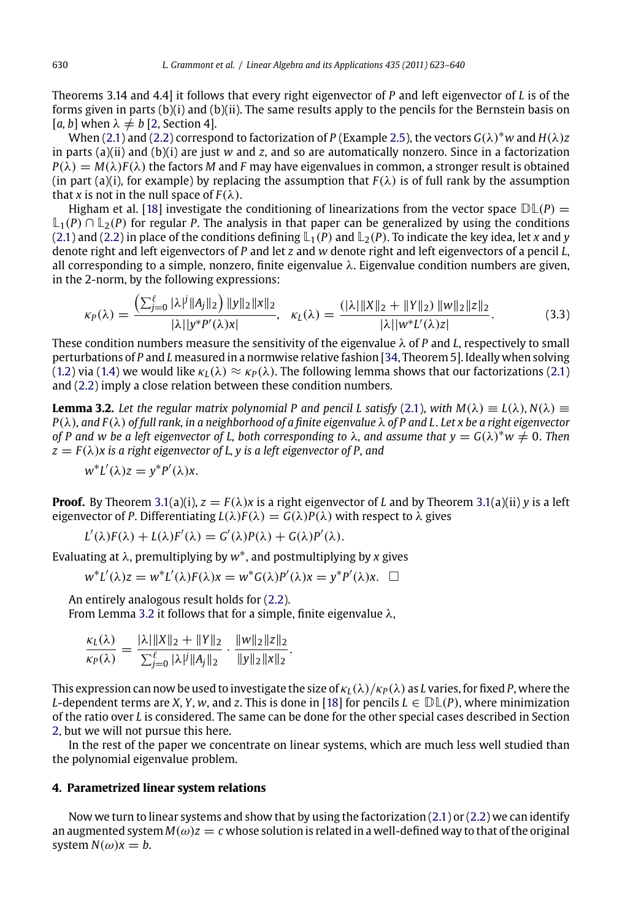Theorems 3.14 and 4.4] it follows that every right eigenvector of $P$ and left eigenvector of $L$ is of the forms given in parts (b)(i) and (b)(ii). The same results apply to the pencils for the Bernstein basis on $[a, b]$ when $\lambda \neq b$ [2, Section 4].

When (2.1) and (2.2) correspond to factorization of $P$ (Example 2.5), the vectors $G(\lambda)^*w$ and $H(\lambda)z$ in parts (a)(ii) and (b)(i) are just $w$ and $z$, and so are automatically nonzero. Since in a factorization $P(\lambda) = M(\lambda)F(\lambda)$ the factors $M$ and $F$ may have eigenvalues in common, a stronger result is obtained (in part (a)(i), for example) by replacing the assumption that $F(\lambda)$ is of full rank by the assumption that $x$ is not in the null space of $F(\lambda)$.

Higham et al. [18] investigate the conditioning of linearizations from the vector space $\mathbb{DL}(P) = \mathbb{L}_1(P) \cap \mathbb{L}_2(P)$ for regular $P$. The analysis in that paper can be generalized by using the conditions (2.1) and (2.2) in place of the conditions defining $\mathbb{L}_1(P)$ and $\mathbb{L}_2(P)$. To indicate the key idea, let $x$ and $y$ denote right and left eigenvectors of $P$ and let $z$ and $w$ denote right and left eigenvectors of a pencil $L$, all corresponding to a simple, nonzero, finite eigenvalue $\lambda$. Eigenvalue condition numbers are given, in the 2-norm, by the following expressions:

$$\kappa_P(\lambda) = \frac{\left(\sum_{j=0}^{\ell} |\lambda|^j \|A_j\|_2\right) \|y\|_2 \|x\|_2}{|\lambda| |y^* P'(\lambda) x|}, \quad \kappa_L(\lambda) = \frac{(|\lambda| \|X\|_2 + \|Y\|_2) \|w\|_2 \|z\|_2}{|\lambda| |w^* L'(\lambda) z|}. \tag{3.3}$$

These condition numbers measure the sensitivity of the eigenvalue $\lambda$ of $P$ and $L$, respectively to small perturbations of $P$ and $L$ measured in a normwise relative fashion [34, Theorem 5]. Ideally when solving (1.2) via (1.4) we would like $\kappa_L(\lambda) \approx \kappa_P(\lambda)$. The following lemma shows that our factorizations (2.1) and (2.2) imply a close relation between these condition numbers.

**Lemma 3.2.** *Let the regular matrix polynomial $P$ and pencil $L$ satisfy (2.1), with $M(\lambda) \equiv L(\lambda)$, $N(\lambda) \equiv P(\lambda)$, and $F(\lambda)$ of full rank, in a neighborhood of a finite eigenvalue $\lambda$ of $P$ and $L$. Let $x$ be a right eigenvector of $P$ and $w$ be a left eigenvector of $L$, both corresponding to $\lambda$, and assume that $y = G(\lambda)^* w \neq 0$. Then $z = F(\lambda)x$ is a right eigenvector of $L$, $y$ is a left eigenvector of $P$, and*

$$w^* L'(\lambda) z = y^* P'(\lambda) x.$$

**Proof.** By Theorem 3.1(a)(i), $z = F(\lambda)x$ is a right eigenvector of $L$ and by Theorem 3.1(a)(ii) $y$ is a left eigenvector of $P$. Differentiating $L(\lambda)F(\lambda) = G(\lambda)P(\lambda)$ with respect to $\lambda$ gives

$$L'(\lambda)F(\lambda) + L(\lambda)F'(\lambda) = G'(\lambda)P(\lambda) + G(\lambda)P'(\lambda).$$

Evaluating at $\lambda$, premultiplying by $w^*$, and postmultiplying by $x$ gives

$$w^* L'(\lambda) z = w^* L'(\lambda) F(\lambda) x = w^* G(\lambda) P'(\lambda) x = y^* P'(\lambda) x. \quad \square$$

An entirely analogous result holds for (2.2).

From Lemma 3.2 it follows that for a simple, finite eigenvalue $\lambda$,

$$\frac{\kappa_L(\lambda)}{\kappa_P(\lambda)} = \frac{|\lambda| \|X\|_2 + \|Y\|_2}{\sum_{j=0}^{\ell} |\lambda|^j \|A_j\|_2} \cdot \frac{\|w\|_2 \|z\|_2}{\|y\|_2 \|x\|_2}.$$

This expression can now be used to investigate the size of $\kappa_L(\lambda)/\kappa_P(\lambda)$ as $L$ varies, for fixed $P$, where the $L$-dependent terms are $X$, $Y$, $w$, and $z$. This is done in [18] for pencils $L \in \mathbb{DL}(P)$, where minimization of the ratio over $L$ is considered. The same can be done for the other special cases described in Section 2, but we will not pursue this here.

In the rest of the paper we concentrate on linear systems, which are much less well studied than the polynomial eigenvalue problem.

## 4. Parametrized linear system relations

Now we turn to linear systems and show that by using the factorization (2.1) or (2.2) we can identify an augmented system $M(\omega)z = c$ whose solution is related in a well-defined way to that of the original system $N(\omega)x = b$.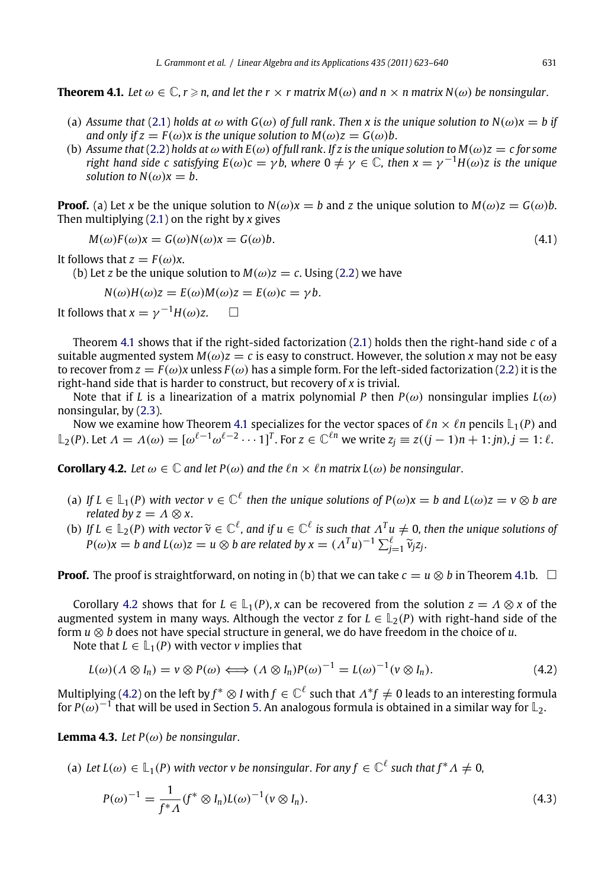**Theorem 4.1.** *Let $\omega \in \mathbb{C}$, $r \geqslant n$, and let the $r \times r$ matrix $M(\omega)$ and $n \times n$ matrix $N(\omega)$ be nonsingular.*

(a) *Assume that (2.1) holds at $\omega$ with $G(\omega)$ of full rank. Then $x$ is the unique solution to $N(\omega)x = b$ if and only if $z = F(\omega)x$ is the unique solution to $M(\omega)z = G(\omega)b$.*

(b) *Assume that (2.2) holds at $\omega$ with $E(\omega)$ of full rank. If $z$ is the unique solution to $M(\omega)z = c$ for some right hand side $c$ satisfying $E(\omega)c = \gamma b$, where $0 \neq \gamma \in \mathbb{C}$, then $x = \gamma^{-1}H(\omega)z$ is the unique solution to $N(\omega)x = b$.*

**Proof.** (a) Let $x$ be the unique solution to $N(\omega)x = b$ and $z$ the unique solution to $M(\omega)z = G(\omega)b$. Then multiplying (2.1) on the right by $x$ gives

$$M(\omega)F(\omega)x = G(\omega)N(\omega)x = G(\omega)b. \tag{4.1}$$

It follows that $z = F(\omega)x$.

(b) Let $z$ be the unique solution to $M(\omega)z = c$. Using (2.2) we have

$$N(\omega)H(\omega)z = E(\omega)M(\omega)z = E(\omega)c = \gamma b.$$

It follows that $x = \gamma^{-1}H(\omega)z$. $\square$

Theorem 4.1 shows that if the right-sided factorization (2.1) holds then the right-hand side $c$ of a suitable augmented system $M(\omega)z = c$ is easy to construct. However, the solution $x$ may not be easy to recover from $z = F(\omega)x$ unless $F(\omega)$ has a simple form. For the left-sided factorization (2.2) it is the right-hand side that is harder to construct, but recovery of $x$ is trivial.

Note that if $L$ is a linearization of a matrix polynomial $P$ then $P(\omega)$ nonsingular implies $L(\omega)$ nonsingular, by (2.3).

Now we examine how Theorem 4.1 specializes for the vector spaces of $\ell n \times \ell n$ pencils $\mathbb{L}_1(P)$ and $\mathbb{L}_2(P)$. Let $\Lambda = \Lambda(\omega) = [\omega^{\ell-1}\omega^{\ell-2}\cdots 1]^T$. For $z \in \mathbb{C}^{\ell n}$ we write $z_j \equiv z((j-1)n+1\colon jn)$, $j = 1\colon \ell$.

**Corollary 4.2.** *Let $\omega \in \mathbb{C}$ and let $P(\omega)$ and the $\ell n \times \ell n$ matrix $L(\omega)$ be nonsingular.*

(a) *If $L \in \mathbb{L}_1(P)$ with vector $v \in \mathbb{C}^\ell$ then the unique solutions of $P(\omega)x = b$ and $L(\omega)z = v \otimes b$ are related by $z = \Lambda \otimes x$.*

(b) *If $L \in \mathbb{L}_2(P)$ with vector $\widetilde{v} \in \mathbb{C}^\ell$, and if $u \in \mathbb{C}^\ell$ is such that $\Lambda^T u \neq 0$, then the unique solutions of $P(\omega)x = b$ and $L(\omega)z = u \otimes b$ are related by $x = (\Lambda^T u)^{-1}\sum_{j=1}^{\ell}\widetilde{v}_j z_j$.*

**Proof.** The proof is straightforward, on noting in (b) that we can take $c = u \otimes b$ in Theorem 4.1b. $\square$

Corollary 4.2 shows that for $L \in \mathbb{L}_1(P)$, $x$ can be recovered from the solution $z = \Lambda \otimes x$ of the augmented system in many ways. Although the vector $z$ for $L \in \mathbb{L}_2(P)$ with right-hand side of the form $u \otimes b$ does not have special structure in general, we do have freedom in the choice of $u$.

Note that $L \in \mathbb{L}_1(P)$ with vector $v$ implies that

$$L(\omega)(\Lambda \otimes I_n) = v \otimes P(\omega) \iff (\Lambda \otimes I_n)P(\omega)^{-1} = L(\omega)^{-1}(v \otimes I_n). \tag{4.2}$$

Multiplying (4.2) on the left by $f^* \otimes I$ with $f \in \mathbb{C}^\ell$ such that $\Lambda^* f \neq 0$ leads to an interesting formula for $P(\omega)^{-1}$ that will be used in Section 5. An analogous formula is obtained in a similar way for $\mathbb{L}_2$.

**Lemma 4.3.** *Let $P(\omega)$ be nonsingular.*

(a) *Let $L(\omega) \in \mathbb{L}_1(P)$ with vector $v$ be nonsingular. For any $f \in \mathbb{C}^\ell$ such that $f^*\Lambda \neq 0$,*

$$P(\omega)^{-1} = \frac{1}{f^*\Lambda}(f^* \otimes I_n)L(\omega)^{-1}(v \otimes I_n). \tag{4.3}$$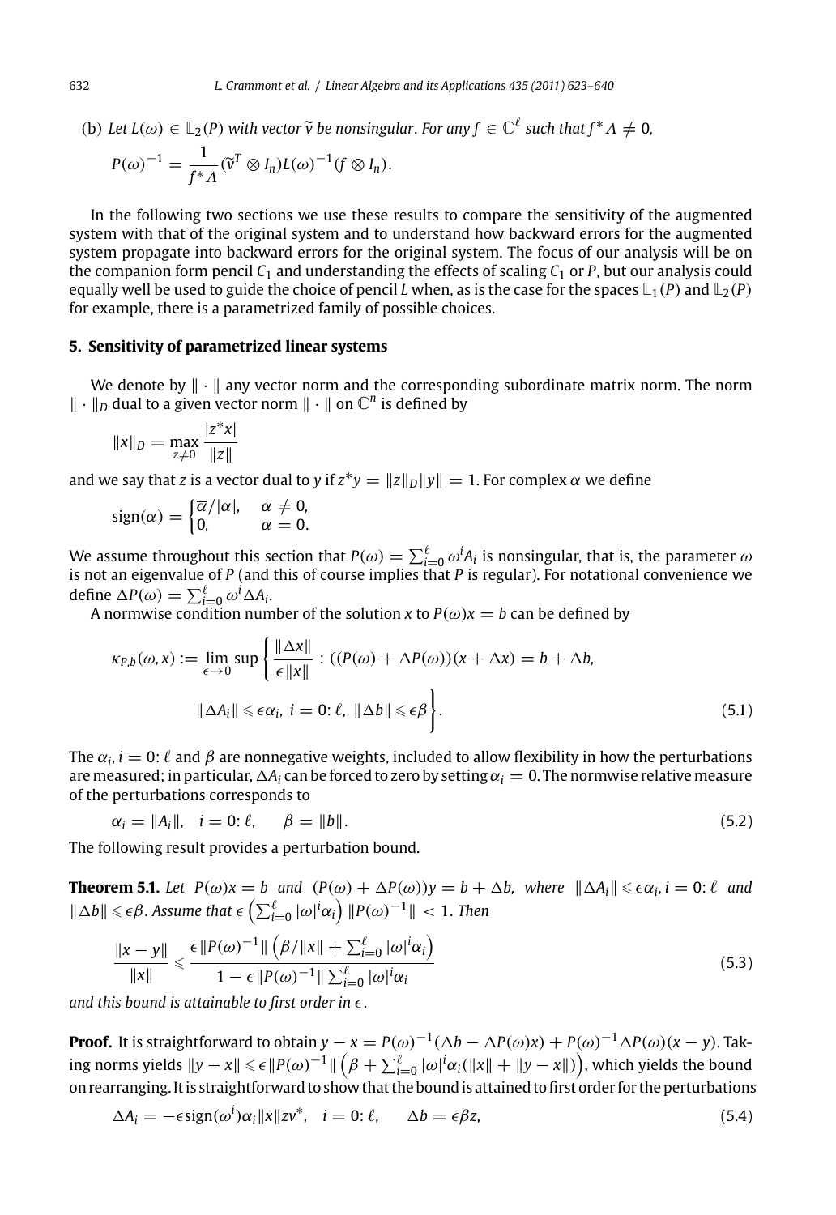(b) *Let $L(\omega) \in \mathbb{L}_2(P)$ with vector $\widetilde{v}$ be nonsingular. For any $f \in \mathbb{C}^\ell$ such that $f^*\Lambda \neq 0$,*

$$P(\omega)^{-1} = \frac{1}{f^*\Lambda}(\widetilde{v}^T \otimes I_n)L(\omega)^{-1}(\bar{f} \otimes I_n).$$

In the following two sections we use these results to compare the sensitivity of the augmented system with that of the original system and to understand how backward errors for the augmented system propagate into backward errors for the original system. The focus of our analysis will be on the companion form pencil $C_1$ and understanding the effects of scaling $C_1$ or $P$, but our analysis could equally well be used to guide the choice of pencil $L$ when, as is the case for the spaces $\mathbb{L}_1(P)$ and $\mathbb{L}_2(P)$ for example, there is a parametrized family of possible choices.

## 5. Sensitivity of parametrized linear systems

We denote by $\|\cdot\|$ any vector norm and the corresponding subordinate matrix norm. The norm $\|\cdot\|_D$ dual to a given vector norm $\|\cdot\|$ on $\mathbb{C}^n$ is defined by

$$\|x\|_D = \max_{z\neq 0} \frac{|z^*x|}{\|z\|}$$

and we say that $z$ is a vector dual to $y$ if $z^*y = \|z\|_D\|y\| = 1$. For complex $\alpha$ we define

$$\operatorname{sign}(\alpha) = \begin{cases} \overline{\alpha}/|\alpha|, & \alpha \neq 0, \\ 0, & \alpha = 0. \end{cases}$$

We assume throughout this section that $P(\omega) = \sum_{i=0}^{\ell} \omega^i A_i$ is nonsingular, that is, the parameter $\omega$ is not an eigenvalue of $P$ (and this of course implies that $P$ is regular). For notational convenience we define $\Delta P(\omega) = \sum_{i=0}^{\ell} \omega^i \Delta A_i$.

A normwise condition number of the solution $x$ to $P(\omega)x = b$ can be defined by

$$\kappa_{P,b}(\omega, x) := \lim_{\epsilon\to 0} \sup\left\{ \frac{\|\Delta x\|}{\epsilon\|x\|} : ((P(\omega) + \Delta P(\omega))(x + \Delta x) = b + \Delta b, \right.$$
$$\left. \|\Delta A_i\| \leqslant \epsilon\alpha_i,\ i = 0{:}\,\ell,\ \|\Delta b\| \leqslant \epsilon\beta \right\}. \tag{5.1}$$

The $\alpha_i, i = 0{:}\,\ell$ and $\beta$ are nonnegative weights, included to allow flexibility in how the perturbations are measured; in particular, $\Delta A_i$ can be forced to zero by setting $\alpha_i = 0$. The normwise relative measure of the perturbations corresponds to

$$\alpha_i = \|A_i\|, \quad i = 0{:}\,\ell, \qquad \beta = \|b\|. \tag{5.2}$$

The following result provides a perturbation bound.

**Theorem 5.1.** *Let $P(\omega)x = b$ and $(P(\omega) + \Delta P(\omega))y = b + \Delta b$, where $\|\Delta A_i\| \leqslant \epsilon\alpha_i, i = 0{:}\,\ell$ and $\|\Delta b\| \leqslant \epsilon\beta$. Assume that $\epsilon\left(\sum_{i=0}^{\ell} |\omega|^i\alpha_i\right)\|P(\omega)^{-1}\| < 1$. Then*

$$\frac{\|x - y\|}{\|x\|} \leqslant \frac{\epsilon\|P(\omega)^{-1}\|\left(\beta/\|x\| + \sum_{i=0}^{\ell}|\omega|^i\alpha_i\right)}{1 - \epsilon\|P(\omega)^{-1}\|\sum_{i=0}^{\ell}|\omega|^i\alpha_i} \tag{5.3}$$

*and this bound is attainable to first order in $\epsilon$.*

**Proof.** It is straightforward to obtain $y - x = P(\omega)^{-1}(\Delta b - \Delta P(\omega)x) + P(\omega)^{-1}\Delta P(\omega)(x - y)$. Taking norms yields $\|y - x\| \leqslant \epsilon\|P(\omega)^{-1}\|\left(\beta + \sum_{i=0}^{\ell}|\omega|^i\alpha_i(\|x\| + \|y - x\|)\right)$, which yields the bound on rearranging. It is straightforward to show that the bound is attained to first order for the perturbations

$$\Delta A_i = -\epsilon\operatorname{sign}(\omega^i)\alpha_i\|x\|zv^*, \quad i = 0{:}\,\ell, \qquad \Delta b = \epsilon\beta z, \tag{5.4}$$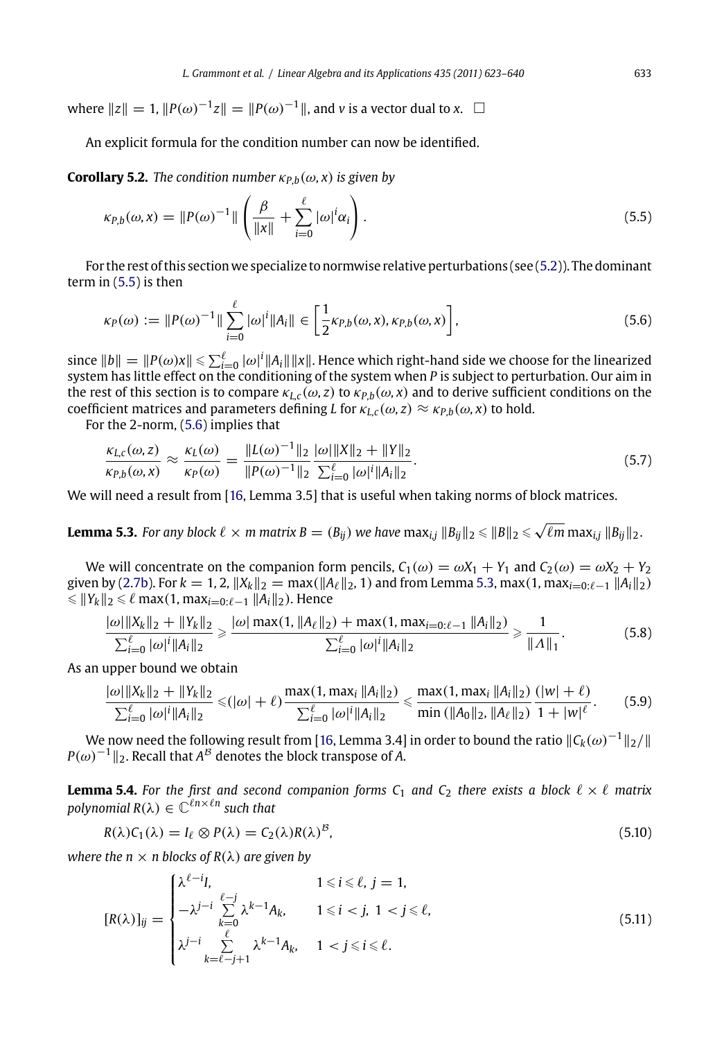where $\|z\| = 1$, $\|P(\omega)^{-1}z\| = \|P(\omega)^{-1}\|$, and $v$ is a vector dual to $x$. $\square$

An explicit formula for the condition number can now be identified.

**Corollary 5.2.** *The condition number $\kappa_{P,b}(\omega, x)$ is given by*

$$\kappa_{P,b}(\omega, x) = \|P(\omega)^{-1}\| \left( \frac{\beta}{\|x\|} + \sum_{i=0}^{\ell} |\omega|^i \alpha_i \right). \tag{5.5}$$

For the rest of this section we specialize to normwise relative perturbations (see (5.2)). The dominant term in (5.5) is then

$$\kappa_P(\omega) := \|P(\omega)^{-1}\| \sum_{i=0}^{\ell} |\omega|^i \|A_i\| \in \left[ \frac{1}{2}\kappa_{P,b}(\omega, x), \kappa_{P,b}(\omega, x) \right], \tag{5.6}$$

since $\|b\| = \|P(\omega)x\| \leqslant \sum_{i=0}^{\ell} |\omega|^i \|A_i\| \|x\|$. Hence which right-hand side we choose for the linearized system has little effect on the conditioning of the system when $P$ is subject to perturbation. Our aim in the rest of this section is to compare $\kappa_{L,c}(\omega, z)$ to $\kappa_{P,b}(\omega, x)$ and to derive sufficient conditions on the coefficient matrices and parameters defining $L$ for $\kappa_{L,c}(\omega, z) \approx \kappa_{P,b}(\omega, x)$ to hold.

For the 2-norm, (5.6) implies that

$$\frac{\kappa_{L,c}(\omega, z)}{\kappa_{P,b}(\omega, x)} \approx \frac{\kappa_L(\omega)}{\kappa_P(\omega)} = \frac{\|L(\omega)^{-1}\|_2}{\|P(\omega)^{-1}\|_2} \frac{|\omega| \|X\|_2 + \|Y\|_2}{\sum_{i=0}^{\ell} |\omega|^i \|A_i\|_2}. \tag{5.7}$$

We will need a result from [16, Lemma 3.5] that is useful when taking norms of block matrices.

**Lemma 5.3.** *For any block $\ell \times m$ matrix $B = (B_{ij})$ we have $\max_{i,j} \|B_{ij}\|_2 \leqslant \|B\|_2 \leqslant \sqrt{\ell m} \max_{i,j} \|B_{ij}\|_2$.*

We will concentrate on the companion form pencils, $C_1(\omega) = \omega X_1 + Y_1$ and $C_2(\omega) = \omega X_2 + Y_2$ given by (2.7b). For $k = 1, 2$, $\|X_k\|_2 = \max(\|A_\ell\|_2, 1)$ and from Lemma 5.3, $\max(1, \max_{i=0:\ell-1} \|A_i\|_2) \leqslant \|Y_k\|_2 \leqslant \ell \max(1, \max_{i=0:\ell-1} \|A_i\|_2)$. Hence

$$\frac{|\omega| \|X_k\|_2 + \|Y_k\|_2}{\sum_{i=0}^{\ell} |\omega|^i \|A_i\|_2} \geqslant \frac{|\omega| \max(1, \|A_\ell\|_2) + \max(1, \max_{i=0:\ell-1} \|A_i\|_2)}{\sum_{i=0}^{\ell} |\omega|^i \|A_i\|_2} \geqslant \frac{1}{\|\Lambda\|_1}. \tag{5.8}$$

As an upper bound we obtain

$$\frac{|\omega| \|X_k\|_2 + \|Y_k\|_2}{\sum_{i=0}^{\ell} |\omega|^i \|A_i\|_2} \leqslant (|\omega| + \ell) \frac{\max(1, \max_i \|A_i\|_2)}{\sum_{i=0}^{\ell} |\omega|^i \|A_i\|_2} \leqslant \frac{\max(1, \max_i \|A_i\|_2)}{\min(\|A_0\|_2, \|A_\ell\|_2)} \frac{(|w| + \ell)}{1 + |w|^\ell}. \tag{5.9}$$

We now need the following result from [16, Lemma 3.4] in order to bound the ratio $\|C_k(\omega)^{-1}\|_2 / \|P(\omega)^{-1}\|_2$. Recall that $A^{\mathcal{B}}$ denotes the block transpose of $A$.

**Lemma 5.4.** *For the first and second companion forms $C_1$ and $C_2$ there exists a block $\ell \times \ell$ matrix polynomial $R(\lambda) \in \mathbb{C}^{\ell n \times \ell n}$ such that*

$$R(\lambda) C_1(\lambda) = I_\ell \otimes P(\lambda) = C_2(\lambda) R(\lambda)^{\mathcal{B}}, \tag{5.10}$$

*where the $n \times n$ blocks of $R(\lambda)$ are given by*

$$[R(\lambda)]_{ij} = \begin{cases} \lambda^{\ell-i} I, & 1 \leqslant i \leqslant \ell,\ j = 1, \\ -\lambda^{j-i} \sum\limits_{k=0}^{\ell-j} \lambda^{k-1} A_k, & 1 \leqslant i < j,\ 1 < j \leqslant \ell, \\ \lambda^{j-i} \sum\limits_{k=\ell-j+1}^{\ell} \lambda^{k-1} A_k, & 1 < j \leqslant i \leqslant \ell. \end{cases} \tag{5.11}$$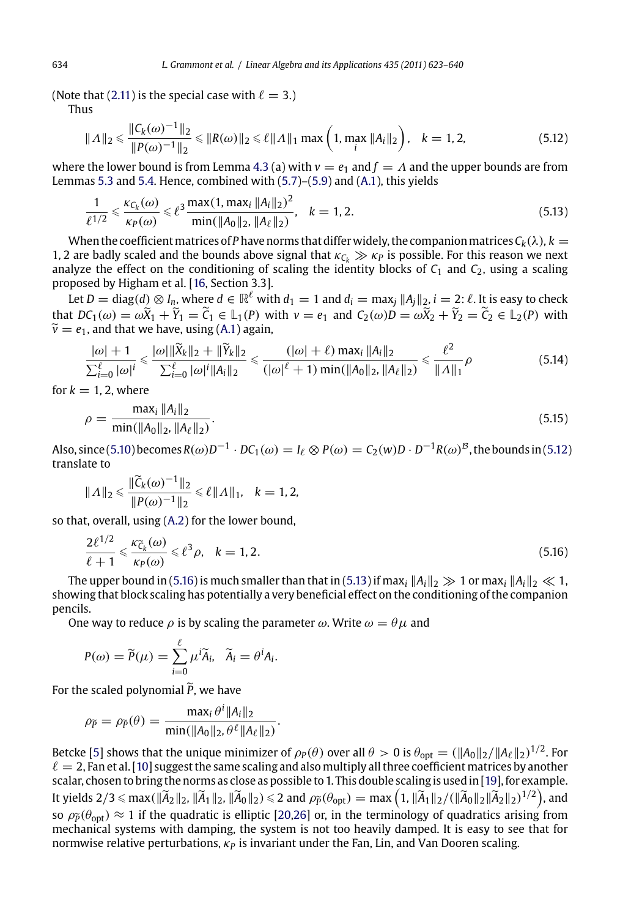(Note that (2.11) is the special case with $\ell = 3$.)

Thus

$$\|\Lambda\|_2 \leqslant \frac{\|C_k(\omega)^{-1}\|_2}{\|P(\omega)^{-1}\|_2} \leqslant \|R(\omega)\|_2 \leqslant \ell\|\Lambda\|_1 \max\left(1, \max_i \|A_i\|_2\right), \quad k = 1, 2, \tag{5.12}$$

where the lower bound is from Lemma 4.3 (a) with $v = e_1$ and $f = \Lambda$ and the upper bounds are from Lemmas 5.3 and 5.4. Hence, combined with (5.7)–(5.9) and (A.1), this yields

$$\frac{1}{\ell^{1/2}} \leqslant \frac{\kappa_{C_k}(\omega)}{\kappa_P(\omega)} \leqslant \ell^3 \frac{\max(1, \max_i \|A_i\|_2)^2}{\min(\|A_0\|_2, \|A_\ell\|_2)}, \quad k = 1, 2. \tag{5.13}$$

When the coefficient matrices of $P$ have norms that differ widely, the companion matrices $C_k(\lambda)$, $k = 1, 2$ are badly scaled and the bounds above signal that $\kappa_{C_k} \gg \kappa_P$ is possible. For this reason we next analyze the effect on the conditioning of scaling the identity blocks of $C_1$ and $C_2$, using a scaling proposed by Higham et al. [16, Section 3.3].

Let $D = \operatorname{diag}(d) \otimes I_n$, where $d \in \mathbb{R}^\ell$ with $d_1 = 1$ and $d_i = \max_j \|A_j\|_2$, $i = 2{:}\,\ell$. It is easy to check that $DC_1(\omega) = \omega\widetilde{X}_1 + \widetilde{Y}_1 = \widetilde{C}_1 \in \mathbb{L}_1(P)$ with $v = e_1$ and $C_2(\omega)D = \omega\widetilde{X}_2 + \widetilde{Y}_2 = \widetilde{C}_2 \in \mathbb{L}_2(P)$ with $\widetilde{v} = e_1$, and that we have, using (A.1) again,

$$\frac{|\omega| + 1}{\sum_{i=0}^{\ell} |\omega|^i} \leqslant \frac{|\omega|\|\widetilde{X}_k\|_2 + \|\widetilde{Y}_k\|_2}{\sum_{i=0}^{\ell} |\omega|^i \|A_i\|_2} \leqslant \frac{(|\omega| + \ell)\max_i \|A_i\|_2}{(|\omega|^\ell + 1)\min(\|A_0\|_2, \|A_\ell\|_2)} \leqslant \frac{\ell^2}{\|\Lambda\|_1}\rho \tag{5.14}$$

for $k = 1, 2$, where

$$\rho = \frac{\max_i \|A_i\|_2}{\min(\|A_0\|_2, \|A_\ell\|_2)}. \tag{5.15}$$

Also, since (5.10) becomes $R(\omega)D^{-1} \cdot DC_1(\omega) = I_\ell \otimes P(\omega) = C_2(w)D \cdot D^{-1}R(\omega)^{\mathcal{B}}$, the bounds in (5.12) translate to

$$\|\Lambda\|_2 \leqslant \frac{\|\widetilde{C}_k(\omega)^{-1}\|_2}{\|P(\omega)^{-1}\|_2} \leqslant \ell\|\Lambda\|_1, \quad k = 1, 2,$$

so that, overall, using (A.2) for the lower bound,

$$\frac{2\ell^{1/2}}{\ell + 1} \leqslant \frac{\kappa_{\widetilde{C}_k}(\omega)}{\kappa_P(\omega)} \leqslant \ell^3 \rho, \quad k = 1, 2. \tag{5.16}$$

The upper bound in (5.16) is much smaller than that in (5.13) if $\max_i \|A_i\|_2 \gg 1$ or $\max_i \|A_i\|_2 \ll 1$, showing that block scaling has potentially a very beneficial effect on the conditioning of the companion pencils.

One way to reduce $\rho$ is by scaling the parameter $\omega$. Write $\omega = \theta\mu$ and

$$P(\omega) = \widetilde{P}(\mu) = \sum_{i=0}^{\ell} \mu^i \widetilde{A}_i, \quad \widetilde{A}_i = \theta^i A_i.$$

For the scaled polynomial $\widetilde{P}$, we have

$$\rho_{\widetilde{P}} = \rho_{\widetilde{P}}(\theta) = \frac{\max_i \theta^i \|A_i\|_2}{\min(\|A_0\|_2, \theta^\ell \|A_\ell\|_2)}.$$

Betcke [5] shows that the unique minimizer of $\rho_P(\theta)$ over all $\theta > 0$ is $\theta_{\text{opt}} = (\|A_0\|_2/\|A_\ell\|_2)^{1/2}$. For $\ell = 2$, Fan et al. [10] suggest the same scaling and also multiply all three coefficient matrices by another scalar, chosen to bring the norms as close as possible to 1. This double scaling is used in [19], for example. It yields $2/3 \leqslant \max(\|\widetilde{A}_2\|_2, \|\widetilde{A}_1\|_2, \|\widetilde{A}_0\|_2) \leqslant 2$ and $\rho_{\widetilde{P}}(\theta_{\text{opt}}) = \max\left(1, \|\widetilde{A}_1\|_2/(\|\widetilde{A}_0\|_2\|\widetilde{A}_2\|_2)^{1/2}\right)$, and so $\rho_{\widetilde{P}}(\theta_{\text{opt}}) \approx 1$ if the quadratic is elliptic [20,26] or, in the terminology of quadratics arising from mechanical systems with damping, the system is not too heavily damped. It is easy to see that for normwise relative perturbations, $\kappa_P$ is invariant under the Fan, Lin, and Van Dooren scaling.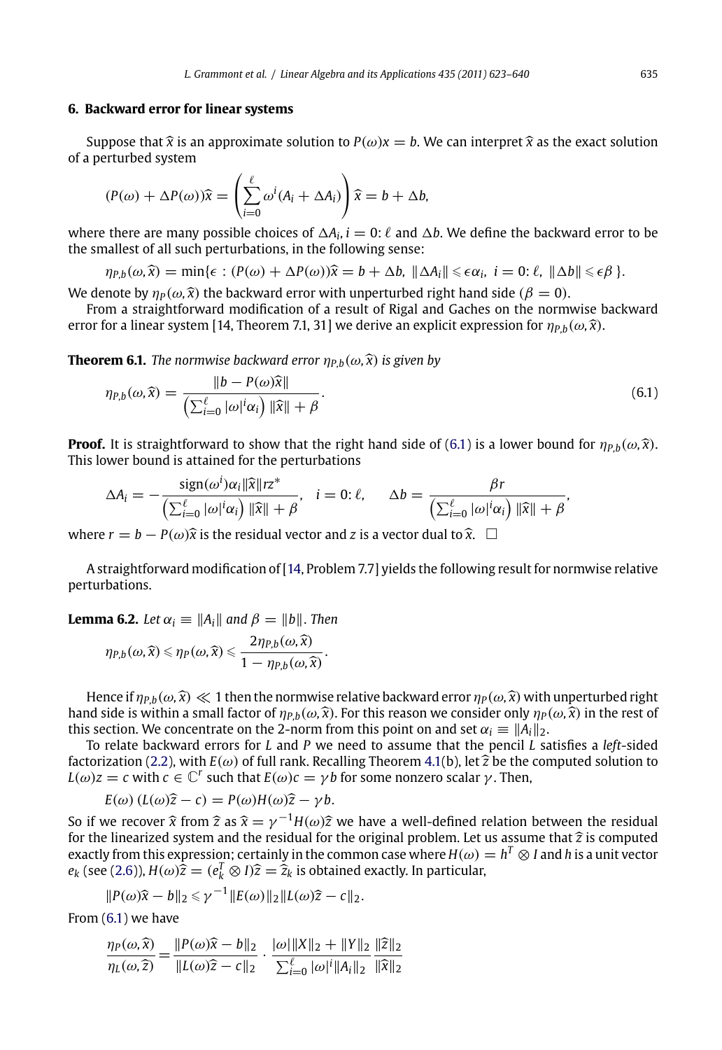## 6. Backward error for linear systems

Suppose that $\widehat{x}$ is an approximate solution to $P(\omega)x = b$. We can interpret $\widehat{x}$ as the exact solution of a perturbed system

$$(P(\omega) + \Delta P(\omega))\widehat{x} = \left(\sum_{i=0}^{\ell} \omega^i (A_i + \Delta A_i)\right)\widehat{x} = b + \Delta b,$$

where there are many possible choices of $\Delta A_i$, $i = 0\colon \ell$ and $\Delta b$. We define the backward error to be the smallest of all such perturbations, in the following sense:

$$\eta_{P,b}(\omega, \widehat{x}) = \min\{\epsilon : (P(\omega) + \Delta P(\omega))\widehat{x} = b + \Delta b,\ \|\Delta A_i\| \leqslant \epsilon\alpha_i,\ i = 0\colon \ell,\ \|\Delta b\| \leqslant \epsilon\beta\}.$$

We denote by $\eta_P(\omega, \widehat{x})$ the backward error with unperturbed right hand side ($\beta = 0$).

From a straightforward modification of a result of Rigal and Gaches on the normwise backward error for a linear system [14, Theorem 7.1, 31] we derive an explicit expression for $\eta_{P,b}(\omega, \widehat{x})$.

**Theorem 6.1.** *The normwise backward error $\eta_{P,b}(\omega, \widehat{x})$ is given by*

$$\eta_{P,b}(\omega, \widehat{x}) = \frac{\|b - P(\omega)\widehat{x}\|}{\left(\sum_{i=0}^{\ell} |\omega|^i \alpha_i\right)\|\widehat{x}\| + \beta}. \tag{6.1}$$

**Proof.** It is straightforward to show that the right hand side of (6.1) is a lower bound for $\eta_{P,b}(\omega, \widehat{x})$. This lower bound is attained for the perturbations

$$\Delta A_i = -\frac{\operatorname{sign}(\omega^i)\alpha_i \|\widehat{x}\| r z^*}{\left(\sum_{i=0}^{\ell} |\omega|^i \alpha_i\right)\|\widehat{x}\| + \beta}, \quad i = 0\colon \ell, \qquad \Delta b = \frac{\beta r}{\left(\sum_{i=0}^{\ell} |\omega|^i \alpha_i\right)\|\widehat{x}\| + \beta},$$

where $r = b - P(\omega)\widehat{x}$ is the residual vector and $z$ is a vector dual to $\widehat{x}$. $\square$

A straightforward modification of [14, Problem 7.7] yields the following result for normwise relative perturbations.

**Lemma 6.2.** *Let $\alpha_i \equiv \|A_i\|$ and $\beta = \|b\|$. Then*

$$\eta_{P,b}(\omega, \widehat{x}) \leqslant \eta_P(\omega, \widehat{x}) \leqslant \frac{2\eta_{P,b}(\omega, \widehat{x})}{1 - \eta_{P,b}(\omega, \widehat{x})}.$$

Hence if $\eta_{P,b}(\omega, \widehat{x}) \ll 1$ then the normwise relative backward error $\eta_P(\omega, \widehat{x})$ with unperturbed right hand side is within a small factor of $\eta_{P,b}(\omega, \widehat{x})$. For this reason we consider only $\eta_P(\omega, \widehat{x})$ in the rest of this section. We concentrate on the 2-norm from this point on and set $\alpha_i \equiv \|A_i\|_2$.

To relate backward errors for $L$ and $P$ we need to assume that the pencil $L$ satisfies a *left*-sided factorization (2.2), with $E(\omega)$ of full rank. Recalling Theorem 4.1(b), let $\widehat{z}$ be the computed solution to $L(\omega)z = c$ with $c \in \mathbb{C}^r$ such that $E(\omega)c = \gamma b$ for some nonzero scalar $\gamma$. Then,

$$E(\omega)\,(L(\omega)\widehat{z} - c) = P(\omega)H(\omega)\widehat{z} - \gamma b.$$

So if we recover $\widehat{x}$ from $\widehat{z}$ as $\widehat{x} = \gamma^{-1}H(\omega)\widehat{z}$ we have a well-defined relation between the residual for the linearized system and the residual for the original problem. Let us assume that $\widehat{z}$ is computed exactly from this expression; certainly in the common case where $H(\omega) = h^T \otimes I$ and $h$ is a unit vector $e_k$ (see (2.6)), $H(\omega)\widehat{z} = (e_k^T \otimes I)\widehat{z} = \widehat{z}_k$ is obtained exactly. In particular,

$$\|P(\omega)\widehat{x} - b\|_2 \leqslant \gamma^{-1}\|E(\omega)\|_2 \|L(\omega)\widehat{z} - c\|_2.$$

From (6.1) we have

$$\frac{\eta_P(\omega, \widehat{x})}{\eta_L(\omega, \widehat{z})} = \frac{\|P(\omega)\widehat{x} - b\|_2}{\|L(\omega)\widehat{z} - c\|_2} \cdot \frac{|\omega|\|X\|_2 + \|Y\|_2}{\sum_{i=0}^{\ell} |\omega|^i \|A_i\|_2} \frac{\|\widehat{z}\|_2}{\|\widehat{x}\|_2}$$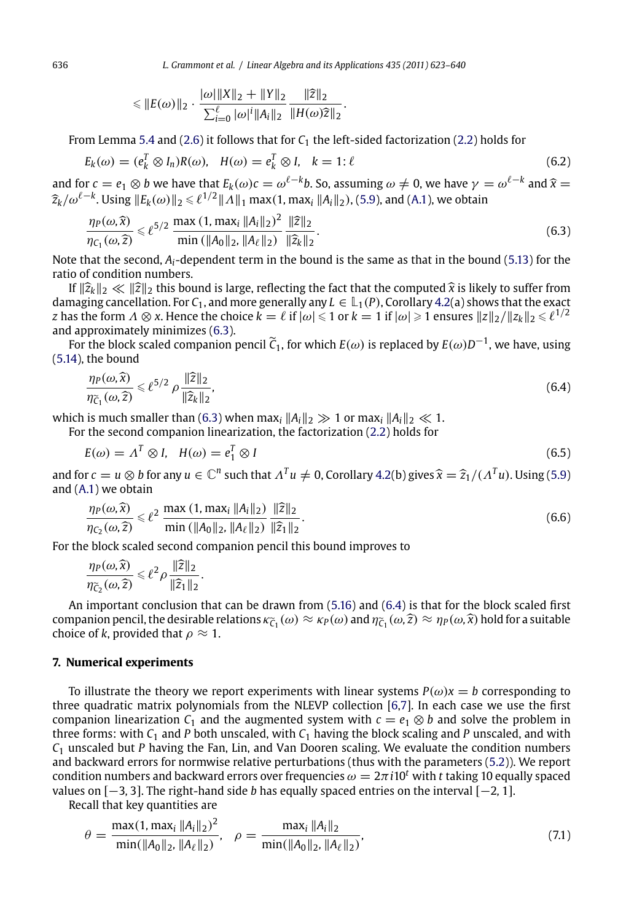$$\leqslant \|E(\omega)\|_2 \cdot \frac{|\omega|\|X\|_2 + \|Y\|_2}{\sum_{i=0}^{\ell} |\omega|^i \|A_i\|_2} \frac{\|\widehat{z}\|_2}{\|H(\omega)\widehat{z}\|_2}.$$

From Lemma 5.4 and (2.6) it follows that for $C_1$ the left-sided factorization (2.2) holds for

$$E_k(\omega) = (e_k^T \otimes I_n)R(\omega), \quad H(\omega) = e_k^T \otimes I, \quad k = 1:\ell \tag{6.2}$$

and for $c = e_1 \otimes b$ we have that $E_k(\omega)c = \omega^{\ell-k}b$. So, assuming $\omega \neq 0$, we have $\gamma = \omega^{\ell-k}$ and $\widehat{x} = \widehat{z}_k/\omega^{\ell-k}$. Using $\|E_k(\omega)\|_2 \leqslant \ell^{1/2}\|\Lambda\|_1 \max(1, \max_i \|A_i\|_2)$, (5.9), and (A.1), we obtain

$$\frac{\eta_P(\omega, \widehat{x})}{\eta_{C_1}(\omega, \widehat{z})} \leqslant \ell^{5/2} \frac{\max(1, \max_i \|A_i\|_2)^2}{\min(\|A_0\|_2, \|A_\ell\|_2)} \frac{\|\widehat{z}\|_2}{\|\widehat{z}_k\|_2}. \tag{6.3}$$

Note that the second, $A_i$-dependent term in the bound is the same as that in the bound (5.13) for the ratio of condition numbers.

If $\|\widehat{z}_k\|_2 \ll \|\widehat{z}\|_2$ this bound is large, reflecting the fact that the computed $\widehat{x}$ is likely to suffer from damaging cancellation. For $C_1$, and more generally any $L \in \mathbb{L}_1(P)$, Corollary 4.2(a) shows that the exact $z$ has the form $\Lambda \otimes x$. Hence the choice $k = \ell$ if $|\omega| \leqslant 1$ or $k = 1$ if $|\omega| \geqslant 1$ ensures $\|z\|_2/\|z_k\|_2 \leqslant \ell^{1/2}$ and approximately minimizes (6.3).

For the block scaled companion pencil $\widetilde{C}_1$, for which $E(\omega)$ is replaced by $E(\omega)D^{-1}$, we have, using (5.14), the bound

$$\frac{\eta_P(\omega, \widehat{x})}{\eta_{\widetilde{C}_1}(\omega, \widehat{z})} \leqslant \ell^{5/2} \rho \frac{\|\widehat{z}\|_2}{\|\widehat{z}_k\|_2}, \tag{6.4}$$

which is much smaller than (6.3) when $\max_i \|A_i\|_2 \gg 1$ or $\max_i \|A_i\|_2 \ll 1$.

For the second companion linearization, the factorization (2.2) holds for

$$E(\omega) = \Lambda^T \otimes I, \quad H(\omega) = e_1^T \otimes I \tag{6.5}$$

and for $c = u \otimes b$ for any $u \in \mathbb{C}^n$ such that $\Lambda^T u \neq 0$, Corollary 4.2(b) gives $\widehat{x} = \widehat{z}_1/(\Lambda^T u)$. Using (5.9) and (A.1) we obtain

$$\frac{\eta_P(\omega, \widehat{x})}{\eta_{C_2}(\omega, \widehat{z})} \leqslant \ell^2 \frac{\max(1, \max_i \|A_i\|_2)}{\min(\|A_0\|_2, \|A_\ell\|_2)} \frac{\|\widehat{z}\|_2}{\|\widehat{z}_1\|_2}. \tag{6.6}$$

For the block scaled second companion pencil this bound improves to

$$\frac{\eta_P(\omega, \widehat{x})}{\eta_{\widetilde{C}_2}(\omega, \widehat{z})} \leqslant \ell^2 \rho \frac{\|\widehat{z}\|_2}{\|\widehat{z}_1\|_2}.$$

An important conclusion that can be drawn from (5.16) and (6.4) is that for the block scaled first companion pencil, the desirable relations $\kappa_{\widetilde{C}_1}(\omega) \approx \kappa_P(\omega)$ and $\eta_{\widetilde{C}_1}(\omega, \widehat{z}) \approx \eta_P(\omega, \widehat{x})$ hold for a suitable choice of $k$, provided that $\rho \approx 1$.

## 7. Numerical experiments

To illustrate the theory we report experiments with linear systems $P(\omega)x = b$ corresponding to three quadratic matrix polynomials from the NLEVP collection [6,7]. In each case we use the first companion linearization $C_1$ and the augmented system with $c = e_1 \otimes b$ and solve the problem in three forms: with $C_1$ and $P$ both unscaled, with $C_1$ having the block scaling and $P$ unscaled, and with $C_1$ unscaled but $P$ having the Fan, Lin, and Van Dooren scaling. We evaluate the condition numbers and backward errors for normwise relative perturbations (thus with the parameters (5.2)). We report condition numbers and backward errors over frequencies $\omega = 2\pi i 10^t$ with $t$ taking 10 equally spaced values on $[-3, 3]$. The right-hand side $b$ has equally spaced entries on the interval $[-2, 1]$.

Recall that key quantities are

$$\theta = \frac{\max(1, \max_i \|A_i\|_2)^2}{\min(\|A_0\|_2, \|A_\ell\|_2)}, \quad \rho = \frac{\max_i \|A_i\|_2}{\min(\|A_0\|_2, \|A_\ell\|_2)}, \tag{7.1}$$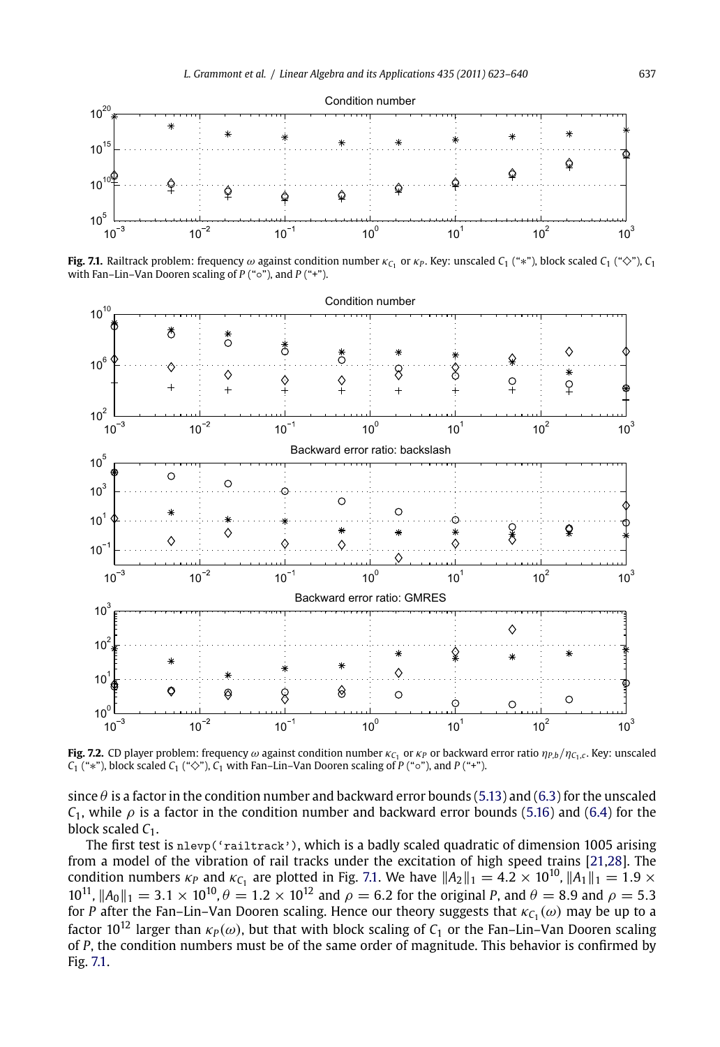**Fig. 7.1.** Railtrack problem: frequency $\omega$ against condition number $\kappa_{C_1}$ or $\kappa_P$. Key: unscaled $C_1$ ("$*$"), block scaled $C_1$ ("$\diamond$"), $C_1$ with Fan–Lin–Van Dooren scaling of $P$ ("$\circ$"), and $P$ ("+").

**Fig. 7.2.** CD player problem: frequency $\omega$ against condition number $\kappa_{C_1}$ or $\kappa_P$ or backward error ratio $\eta_{P,b}/\eta_{C_1,c}$. Key: unscaled $C_1$ ("$*$"), block scaled $C_1$ ("$\diamond$"), $C_1$ with Fan–Lin–Van Dooren scaling of $P$ ("$\circ$"), and $P$ ("+").

since $\theta$ is a factor in the condition number and backward error bounds (5.13) and (6.3) for the unscaled $C_1$, while $\rho$ is a factor in the condition number and backward error bounds (5.16) and (6.4) for the block scaled $C_1$.

The first test is `nlevp('railtrack')`, which is a badly scaled quadratic of dimension 1005 arising from a model of the vibration of rail tracks under the excitation of high speed trains [21,28]. The condition numbers $\kappa_P$ and $\kappa_{C_1}$ are plotted in Fig. 7.1. We have $\|A_2\|_1 = 4.2 \times 10^{10}$, $\|A_1\|_1 = 1.9 \times 10^{11}$, $\|A_0\|_1 = 3.1 \times 10^{10}$, $\theta = 1.2 \times 10^{12}$ and $\rho = 6.2$ for the original $P$, and $\theta = 8.9$ and $\rho = 5.3$ for $P$ after the Fan–Lin–Van Dooren scaling. Hence our theory suggests that $\kappa_{C_1}(\omega)$ may be up to a factor $10^{12}$ larger than $\kappa_P(\omega)$, but that with block scaling of $C_1$ or the Fan–Lin–Van Dooren scaling of $P$, the condition numbers must be of the same order of magnitude. This behavior is confirmed by Fig. 7.1.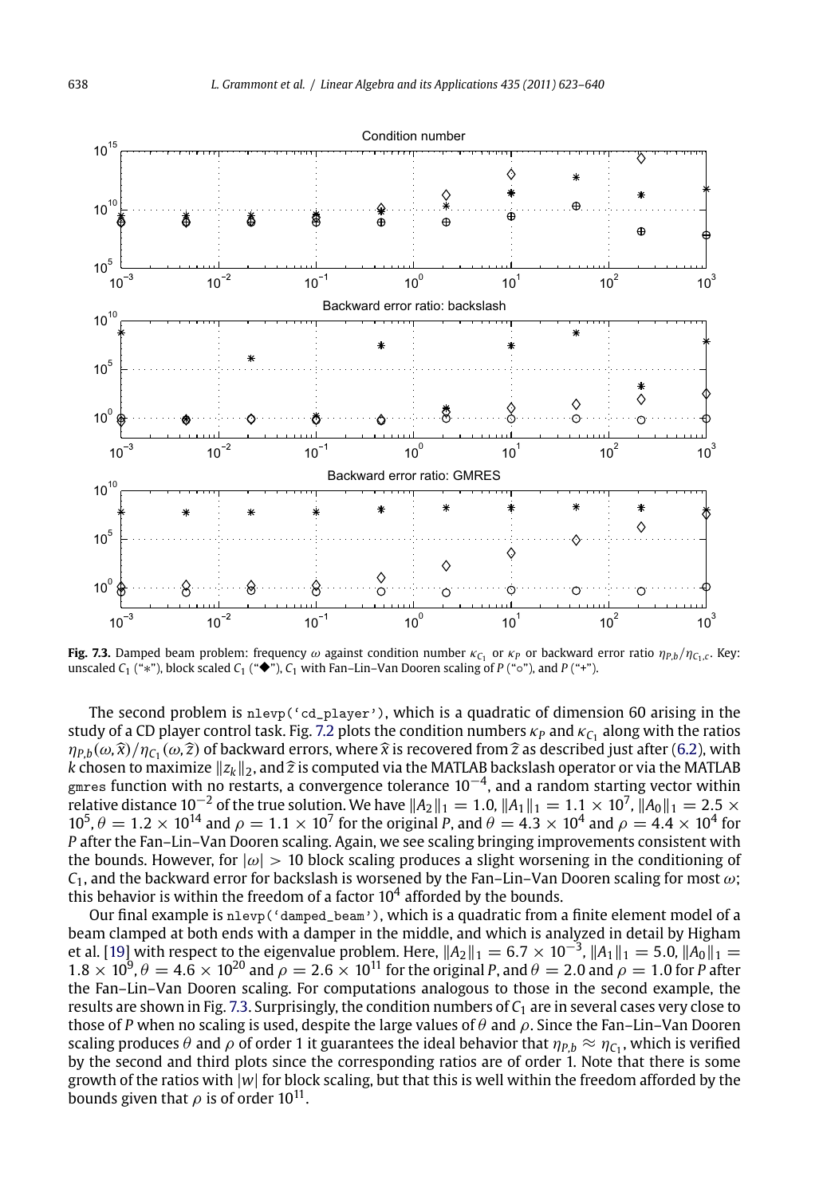**Fig. 7.3.** Damped beam problem: frequency $\omega$ against condition number $\kappa_{C_1}$ or $\kappa_P$ or backward error ratio $\eta_{P,b}/\eta_{C_1,c}$. Key: unscaled $C_1$ ("∗"), block scaled $C_1$ ("◆"), $C_1$ with Fan–Lin–Van Dooren scaling of $P$ ("○"), and $P$ ("+").

The second problem is `nlevp('cd_player')`, which is a quadratic of dimension 60 arising in the study of a CD player control task. Fig. 7.2 plots the condition numbers $\kappa_P$ and $\kappa_{C_1}$ along with the ratios $\eta_{P,b}(\omega,\widehat{x})/\eta_{C_1}(\omega,\widehat{z})$ of backward errors, where $\widehat{x}$ is recovered from $\widehat{z}$ as described just after (6.2), with $k$ chosen to maximize $\|z_k\|_2$, and $\widehat{z}$ is computed via the MATLAB backslash operator or via the MATLAB `gmres` function with no restarts, a convergence tolerance $10^{-4}$, and a random starting vector within relative distance $10^{-2}$ of the true solution. We have $\|A_2\|_1 = 1.0$, $\|A_1\|_1 = 1.1 \times 10^7$, $\|A_0\|_1 = 2.5 \times 10^5$, $\theta = 1.2 \times 10^{14}$ and $\rho = 1.1 \times 10^7$ for the original $P$, and $\theta = 4.3 \times 10^4$ and $\rho = 4.4 \times 10^4$ for $P$ after the Fan–Lin–Van Dooren scaling. Again, we see scaling bringing improvements consistent with the bounds. However, for $|\omega| > 10$ block scaling produces a slight worsening in the conditioning of $C_1$, and the backward error for backslash is worsened by the Fan–Lin–Van Dooren scaling for most $\omega$; this behavior is within the freedom of a factor $10^4$ afforded by the bounds.

Our final example is `nlevp('damped_beam')`, which is a quadratic from a finite element model of a beam clamped at both ends with a damper in the middle, and which is analyzed in detail by Higham et al. [19] with respect to the eigenvalue problem. Here, $\|A_2\|_1 = 6.7 \times 10^{-3}$, $\|A_1\|_1 = 5.0$, $\|A_0\|_1 = 1.8 \times 10^9$, $\theta = 4.6 \times 10^{20}$ and $\rho = 2.6 \times 10^{11}$ for the original $P$, and $\theta = 2.0$ and $\rho = 1.0$ for $P$ after the Fan–Lin–Van Dooren scaling. For computations analogous to those in the second example, the results are shown in Fig. 7.3. Surprisingly, the condition numbers of $C_1$ are in several cases very close to those of $P$ when no scaling is used, despite the large values of $\theta$ and $\rho$. Since the Fan–Lin–Van Dooren scaling produces $\theta$ and $\rho$ of order 1 it guarantees the ideal behavior that $\eta_{P,b} \approx \eta_{C_1}$, which is verified by the second and third plots since the corresponding ratios are of order 1. Note that there is some growth of the ratios with $|w|$ for block scaling, but that this is well within the freedom afforded by the bounds given that $\rho$ is of order $10^{11}$.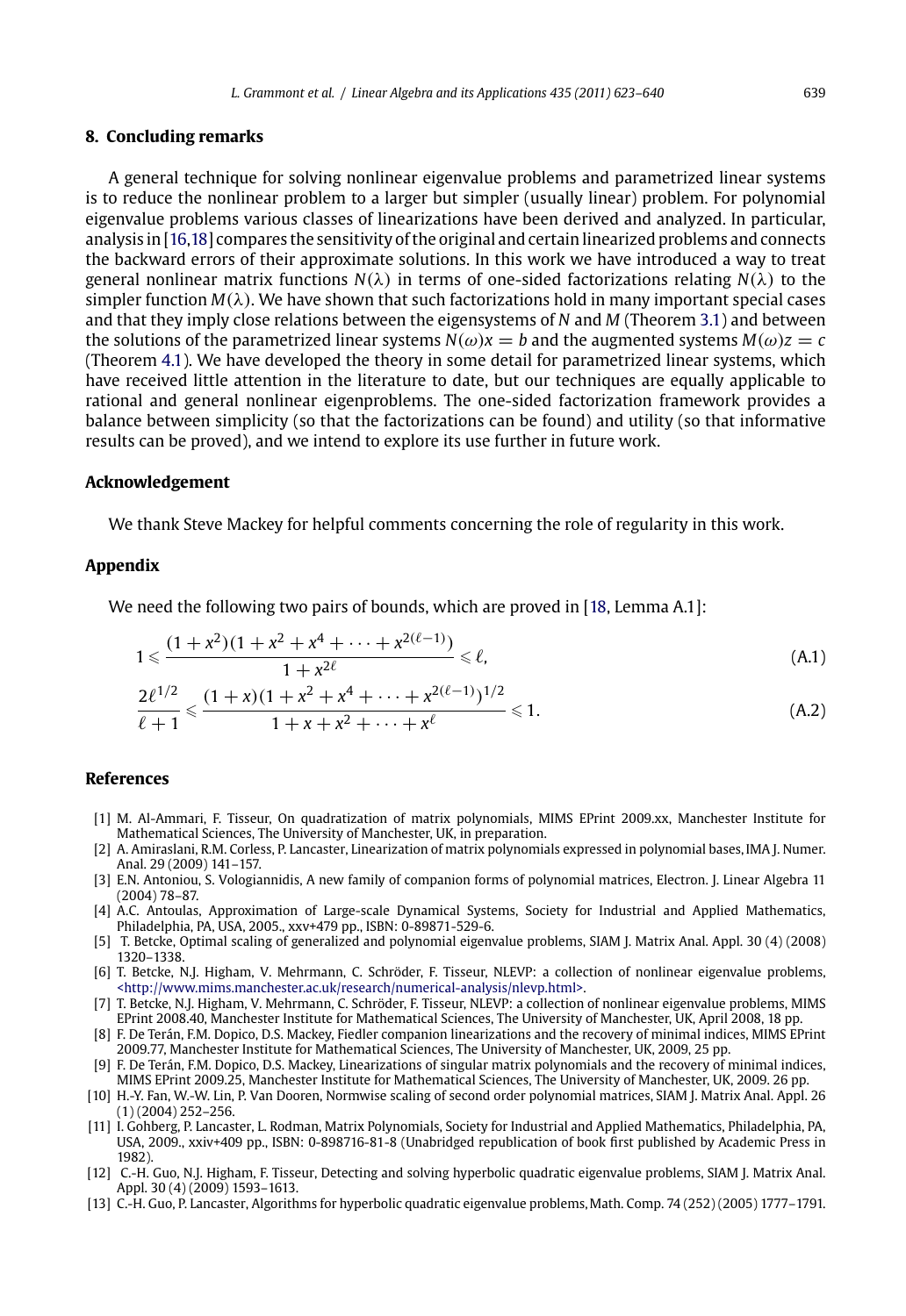## 8. Concluding remarks

A general technique for solving nonlinear eigenvalue problems and parametrized linear systems is to reduce the nonlinear problem to a larger but simpler (usually linear) problem. For polynomial eigenvalue problems various classes of linearizations have been derived and analyzed. In particular, analysis in [16,18] compares the sensitivity of the original and certain linearized problems and connects the backward errors of their approximate solutions. In this work we have introduced a way to treat general nonlinear matrix functions $N(\lambda)$ in terms of one-sided factorizations relating $N(\lambda)$ to the simpler function $M(\lambda)$. We have shown that such factorizations hold in many important special cases and that they imply close relations between the eigensystems of $N$ and $M$ (Theorem 3.1) and between the solutions of the parametrized linear systems $N(\omega)x = b$ and the augmented systems $M(\omega)z = c$ (Theorem 4.1). We have developed the theory in some detail for parametrized linear systems, which have received little attention in the literature to date, but our techniques are equally applicable to rational and general nonlinear eigenproblems. The one-sided factorization framework provides a balance between simplicity (so that the factorizations can be found) and utility (so that informative results can be proved), and we intend to explore its use further in future work.

## Acknowledgement

We thank Steve Mackey for helpful comments concerning the role of regularity in this work.

## Appendix

We need the following two pairs of bounds, which are proved in [18, Lemma A.1]:

$$1 \leqslant \frac{(1+x^2)(1+x^2+x^4+\cdots+x^{2(\ell-1)})}{1+x^{2\ell}} \leqslant \ell, \tag{A.1}$$

$$\frac{2\ell^{1/2}}{\ell+1} \leqslant \frac{(1+x)(1+x^2+x^4+\cdots+x^{2(\ell-1)})^{1/2}}{1+x+x^2+\cdots+x^{\ell}} \leqslant 1. \tag{A.2}$$

## References

[1] M. Al-Ammari, F. Tisseur, On quadratization of matrix polynomials, MIMS EPrint 2009.xx, Manchester Institute for Mathematical Sciences, The University of Manchester, UK, in preparation.

[2] A. Amiraslani, R.M. Corless, P. Lancaster, Linearization of matrix polynomials expressed in polynomial bases, IMA J. Numer. Anal. 29 (2009) 141–157.

[3] E.N. Antoniou, S. Vologiannidis, A new family of companion forms of polynomial matrices, Electron. J. Linear Algebra 11 (2004) 78–87.

[4] A.C. Antoulas, Approximation of Large-scale Dynamical Systems, Society for Industrial and Applied Mathematics, Philadelphia, PA, USA, 2005., xxv+479 pp., ISBN: 0-89871-529-6.

[5] T. Betcke, Optimal scaling of generalized and polynomial eigenvalue problems, SIAM J. Matrix Anal. Appl. 30 (4) (2008) 1320–1338.

[6] T. Betcke, N.J. Higham, V. Mehrmann, C. Schröder, F. Tisseur, NLEVP: a collection of nonlinear eigenvalue problems, <http://www.mims.manchester.ac.uk/research/numerical-analysis/nlevp.html>.

[7] T. Betcke, N.J. Higham, V. Mehrmann, C. Schröder, F. Tisseur, NLEVP: a collection of nonlinear eigenvalue problems, MIMS EPrint 2008.40, Manchester Institute for Mathematical Sciences, The University of Manchester, UK, April 2008, 18 pp.

[8] F. De Terán, F.M. Dopico, D.S. Mackey, Fiedler companion linearizations and the recovery of minimal indices, MIMS EPrint 2009.77, Manchester Institute for Mathematical Sciences, The University of Manchester, UK, 2009, 25 pp.

[9] F. De Terán, F.M. Dopico, D.S. Mackey, Linearizations of singular matrix polynomials and the recovery of minimal indices, MIMS EPrint 2009.25, Manchester Institute for Mathematical Sciences, The University of Manchester, UK, 2009. 26 pp.

[10] H.-Y. Fan, W.-W. Lin, P. Van Dooren, Normwise scaling of second order polynomial matrices, SIAM J. Matrix Anal. Appl. 26 (1) (2004) 252–256.

[11] I. Gohberg, P. Lancaster, L. Rodman, Matrix Polynomials, Society for Industrial and Applied Mathematics, Philadelphia, PA, USA, 2009., xxiv+409 pp., ISBN: 0-898716-81-8 (Unabridged republication of book first published by Academic Press in 1982).

[12] C.-H. Guo, N.J. Higham, F. Tisseur, Detecting and solving hyperbolic quadratic eigenvalue problems, SIAM J. Matrix Anal. Appl. 30 (4) (2009) 1593–1613.

[13] C.-H. Guo, P. Lancaster, Algorithms for hyperbolic quadratic eigenvalue problems, Math. Comp. 74 (252) (2005) 1777–1791.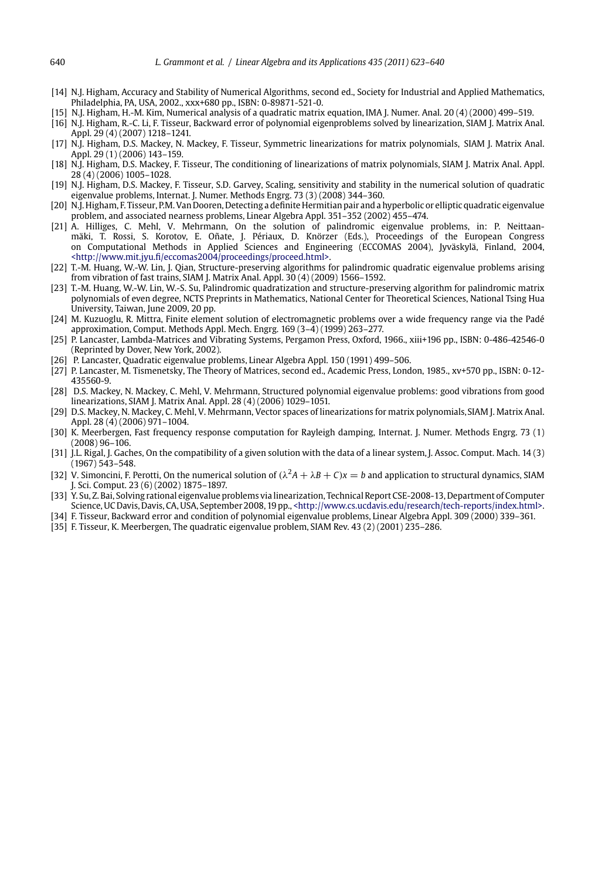[14] N.J. Higham, Accuracy and Stability of Numerical Algorithms, second ed., Society for Industrial and Applied Mathematics, Philadelphia, PA, USA, 2002., xxx+680 pp., ISBN: 0-89871-521-0.

[15] N.J. Higham, H.-M. Kim, Numerical analysis of a quadratic matrix equation, IMA J. Numer. Anal. 20 (4) (2000) 499–519.

[16] N.J. Higham, R.-C. Li, F. Tisseur, Backward error of polynomial eigenproblems solved by linearization, SIAM J. Matrix Anal. Appl. 29 (4) (2007) 1218–1241.

[17] N.J. Higham, D.S. Mackey, N. Mackey, F. Tisseur, Symmetric linearizations for matrix polynomials, SIAM J. Matrix Anal. Appl. 29 (1) (2006) 143–159.

[18] N.J. Higham, D.S. Mackey, F. Tisseur, The conditioning of linearizations of matrix polynomials, SIAM J. Matrix Anal. Appl. 28 (4) (2006) 1005–1028.

[19] N.J. Higham, D.S. Mackey, F. Tisseur, S.D. Garvey, Scaling, sensitivity and stability in the numerical solution of quadratic eigenvalue problems, Internat. J. Numer. Methods Engrg. 73 (3) (2008) 344–360.

[20] N.J. Higham, F. Tisseur, P.M. Van Dooren, Detecting a definite Hermitian pair and a hyperbolic or elliptic quadratic eigenvalue problem, and associated nearness problems, Linear Algebra Appl. 351–352 (2002) 455–474.

[21] A. Hilliges, C. Mehl, V. Mehrmann, On the solution of palindromic eigenvalue problems, in: P. Neittaanmäki, T. Rossi, S. Korotov, E. Oñate, J. Périaux, D. Knörzer (Eds.), Proceedings of the European Congress on Computational Methods in Applied Sciences and Engineering (ECCOMAS 2004), Jyväskylä, Finland, 2004, <http://www.mit.jyu.fi/eccomas2004/proceedings/proceed.html>.

[22] T.-M. Huang, W.-W. Lin, J. Qian, Structure-preserving algorithms for palindromic quadratic eigenvalue problems arising from vibration of fast trains, SIAM J. Matrix Anal. Appl. 30 (4) (2009) 1566–1592.

[23] T.-M. Huang, W.-W. Lin, W.-S. Su, Palindromic quadratization and structure-preserving algorithm for palindromic matrix polynomials of even degree, NCTS Preprints in Mathematics, National Center for Theoretical Sciences, National Tsing Hua University, Taiwan, June 2009, 20 pp.

[24] M. Kuzuoglu, R. Mittra, Finite element solution of electromagnetic problems over a wide frequency range via the Padé approximation, Comput. Methods Appl. Mech. Engrg. 169 (3–4) (1999) 263–277.

[25] P. Lancaster, Lambda-Matrices and Vibrating Systems, Pergamon Press, Oxford, 1966., xiii+196 pp., ISBN: 0-486-42546-0 (Reprinted by Dover, New York, 2002).

[26] P. Lancaster, Quadratic eigenvalue problems, Linear Algebra Appl. 150 (1991) 499–506.

[27] P. Lancaster, M. Tismenetsky, The Theory of Matrices, second ed., Academic Press, London, 1985., xv+570 pp., ISBN: 0-12-435560-9.

[28] D.S. Mackey, N. Mackey, C. Mehl, V. Mehrmann, Structured polynomial eigenvalue problems: good vibrations from good linearizations, SIAM J. Matrix Anal. Appl. 28 (4) (2006) 1029–1051.

[29] D.S. Mackey, N. Mackey, C. Mehl, V. Mehrmann, Vector spaces of linearizations for matrix polynomials, SIAM J. Matrix Anal. Appl. 28 (4) (2006) 971–1004.

[30] K. Meerbergen, Fast frequency response computation for Rayleigh damping, Internat. J. Numer. Methods Engrg. 73 (1) (2008) 96–106.

[31] J.L. Rigal, J. Gaches, On the compatibility of a given solution with the data of a linear system, J. Assoc. Comput. Mach. 14 (3) (1967) 543–548.

[32] V. Simoncini, F. Perotti, On the numerical solution of $(\lambda^2 A + \lambda B + C)x = b$ and application to structural dynamics, SIAM J. Sci. Comput. 23 (6) (2002) 1875–1897.

[33] Y. Su, Z. Bai, Solving rational eigenvalue problems via linearization, Technical Report CSE-2008-13, Department of Computer Science, UC Davis, Davis, CA, USA, September 2008, 19 pp., <http://www.cs.ucdavis.edu/research/tech-reports/index.html>.

[34] F. Tisseur, Backward error and condition of polynomial eigenvalue problems, Linear Algebra Appl. 309 (2000) 339–361.

[35] F. Tisseur, K. Meerbergen, The quadratic eigenvalue problem, SIAM Rev. 43 (2) (2001) 235–286.